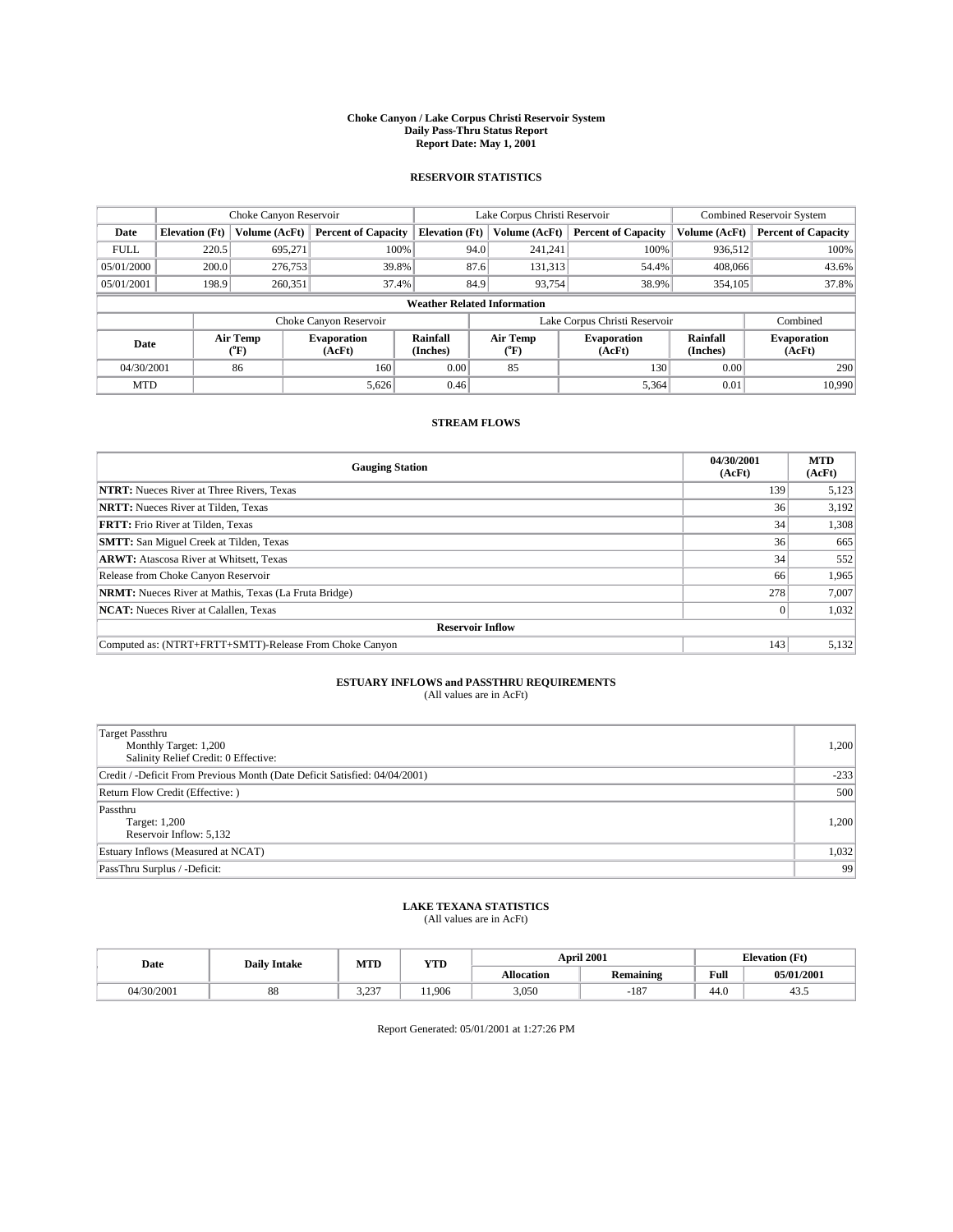# Choke Canyon / Lake Corpus Christi Reservoir System
## Daily Pass-Thru Status Report
## Report Date: May 1, 2001

### RESERVOIR STATISTICS

| | Choke Canyon Reservoir | | | Lake Corpus Christi Reservoir | | | Combined Reservoir System | |
|---|---|---|---|---|---|---|---|---|
| **Date** | **Elevation (Ft)** | **Volume (AcFt)** | **Percent of Capacity** | **Elevation (Ft)** | **Volume (AcFt)** | **Percent of Capacity** | **Volume (AcFt)** | **Percent of Capacity** |
| FULL | 220.5 | 695,271 | 100% | 94.0 | 241,241 | 100% | 936,512 | 100% |
| 05/01/2000 | 200.0 | 276,753 | 39.8% | 87.6 | 131,313 | 54.4% | 408,066 | 43.6% |
| 05/01/2001 | 198.9 | 260,351 | 37.4% | 84.9 | 93,754 | 38.9% | 354,105 | 37.8% |

**Weather Related Information**

| | Choke Canyon Reservoir | | | Lake Corpus Christi Reservoir | | | Combined |
|---|---|---|---|---|---|---|---|
| **Date** | **Air Temp (°F)** | **Evaporation (AcFt)** | **Rainfall (Inches)** | **Air Temp (°F)** | **Evaporation (AcFt)** | **Rainfall (Inches)** | **Evaporation (AcFt)** |
| 04/30/2001 | 86 | 160 | 0.00 | 85 | 130 | 0.00 | 290 |
| MTD | | 5,626 | 0.46 | | 5,364 | 0.01 | 10,990 |

### STREAM FLOWS

| Gauging Station | 04/30/2001 (AcFt) | MTD (AcFt) |
|---|---|---|
| **NTRT:** Nueces River at Three Rivers, Texas | 139 | 5,123 |
| **NRTT:** Nueces River at Tilden, Texas | 36 | 3,192 |
| **FRTT:** Frio River at Tilden, Texas | 34 | 1,308 |
| **SMTT:** San Miguel Creek at Tilden, Texas | 36 | 665 |
| **ARWT:** Atascosa River at Whitsett, Texas | 34 | 552 |
| Release from Choke Canyon Reservoir | 66 | 1,965 |
| **NRMT:** Nueces River at Mathis, Texas (La Fruta Bridge) | 278 | 7,007 |
| **NCAT:** Nueces River at Calallen, Texas | 0 | 1,032 |
| **Reservoir Inflow** | | |
| Computed as: (NTRT+FRTT+SMTT)-Release From Choke Canyon | 143 | 5,132 |

### ESTUARY INFLOWS and PASSTHRU REQUIREMENTS
(All values are in AcFt)

| | |
|---|---|
| Target Passthru<br>Monthly Target: 1,200<br>Salinity Relief Credit: 0 Effective: | 1,200 |
| Credit / -Deficit From Previous Month (Date Deficit Satisfied: 04/04/2001) | -233 |
| Return Flow Credit (Effective: ) | 500 |
| Passthru<br>Target: 1,200<br>Reservoir Inflow: 5,132 | 1,200 |
| Estuary Inflows (Measured at NCAT) | 1,032 |
| PassThru Surplus / -Deficit: | 99 |

### LAKE TEXANA STATISTICS
(All values are in AcFt)

| Date | Daily Intake | MTD | YTD | April 2001 | | Elevation (Ft) | |
|---|---|---|---|---|---|---|---|
| | | | | **Allocation** | **Remaining** | **Full** | **05/01/2001** |
| 04/30/2001 | 88 | 3,237 | 11,906 | 3,050 | -187 | 44.0 | 43.5 |

Report Generated: 05/01/2001 at 1:27:26 PM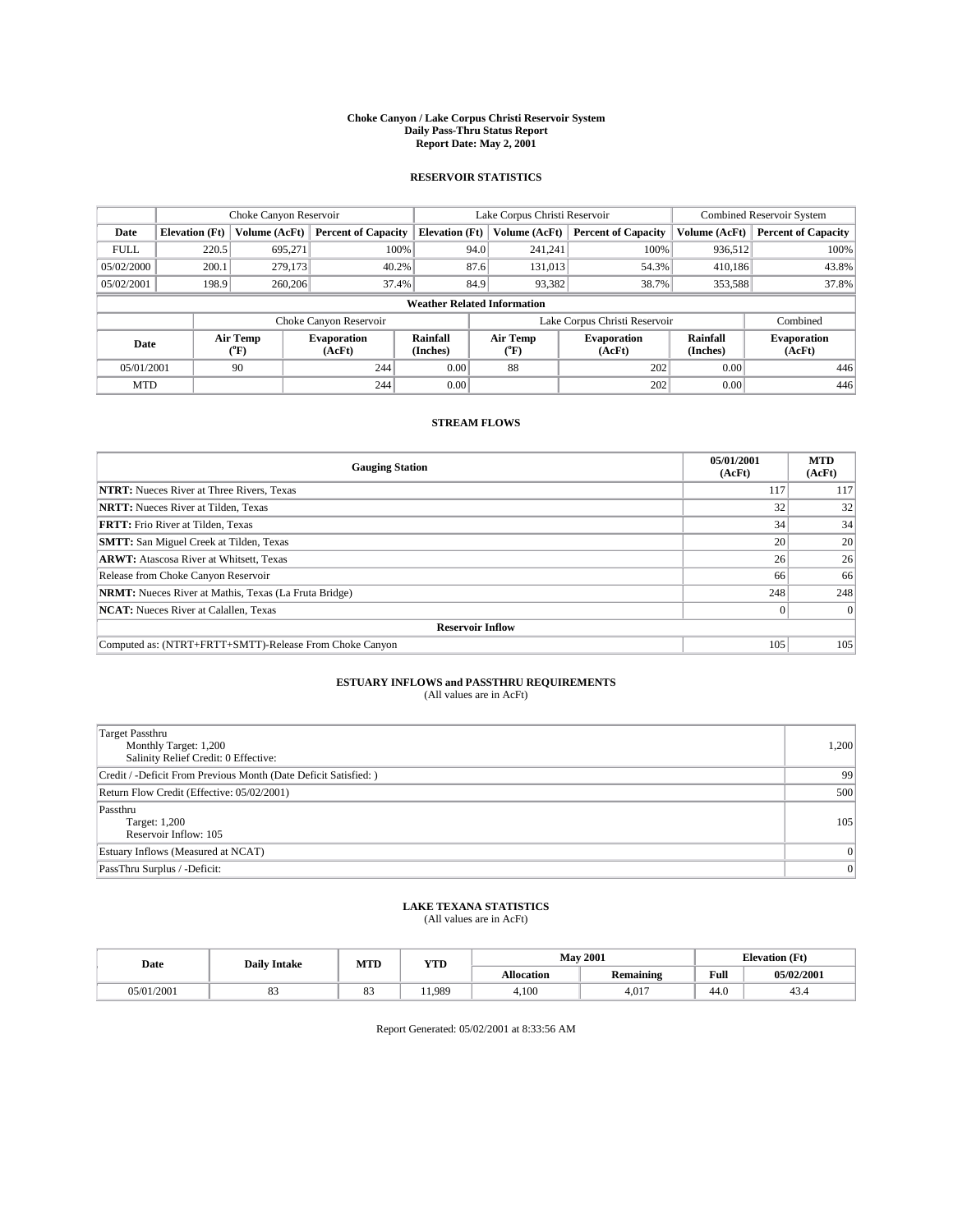**Choke Canyon / Lake Corpus Christi Reservoir System**
**Daily Pass-Thru Status Report**
**Report Date: May 2, 2001**

## RESERVOIR STATISTICS

| | Choke Canyon Reservoir | | | Lake Corpus Christi Reservoir | | | Combined Reservoir System | |
|---|---|---|---|---|---|---|---|---|
| **Date** | **Elevation (Ft)** | **Volume (AcFt)** | **Percent of Capacity** | **Elevation (Ft)** | **Volume (AcFt)** | **Percent of Capacity** | **Volume (AcFt)** | **Percent of Capacity** |
| FULL | 220.5 | 695,271 | 100% | 94.0 | 241,241 | 100% | 936,512 | 100% |
| 05/02/2000 | 200.1 | 279,173 | 40.2% | 87.6 | 131,013 | 54.3% | 410,186 | 43.8% |
| 05/02/2001 | 198.9 | 260,206 | 37.4% | 84.9 | 93,382 | 38.7% | 353,588 | 37.8% |

**Weather Related Information**

| | Choke Canyon Reservoir | | | Lake Corpus Christi Reservoir | | | Combined |
|---|---|---|---|---|---|---|---|
| **Date** | **Air Temp (°F)** | **Evaporation (AcFt)** | **Rainfall (Inches)** | **Air Temp (°F)** | **Evaporation (AcFt)** | **Rainfall (Inches)** | **Evaporation (AcFt)** |
| 05/01/2001 | 90 | 244 | 0.00 | 88 | 202 | 0.00 | 446 |
| MTD | | 244 | 0.00 | | 202 | 0.00 | 446 |

## STREAM FLOWS

| Gauging Station | 05/01/2001 (AcFt) | MTD (AcFt) |
|---|---|---|
| **NTRT:** Nueces River at Three Rivers, Texas | 117 | 117 |
| **NRTT:** Nueces River at Tilden, Texas | 32 | 32 |
| **FRTT:** Frio River at Tilden, Texas | 34 | 34 |
| **SMTT:** San Miguel Creek at Tilden, Texas | 20 | 20 |
| **ARWT:** Atascosa River at Whitsett, Texas | 26 | 26 |
| Release from Choke Canyon Reservoir | 66 | 66 |
| **NRMT:** Nueces River at Mathis, Texas (La Fruta Bridge) | 248 | 248 |
| **NCAT:** Nueces River at Calallen, Texas | 0 | 0 |
| **Reservoir Inflow** | | |
| Computed as: (NTRT+FRTT+SMTT)-Release From Choke Canyon | 105 | 105 |

## ESTUARY INFLOWS and PASSTHRU REQUIREMENTS
(All values are in AcFt)

| | |
|---|---|
| Target Passthru<br>Monthly Target: 1,200<br>Salinity Relief Credit: 0 Effective: | 1,200 |
| Credit / -Deficit From Previous Month (Date Deficit Satisfied: ) | 99 |
| Return Flow Credit (Effective: 05/02/2001) | 500 |
| Passthru<br>Target: 1,200<br>Reservoir Inflow: 105 | 105 |
| Estuary Inflows (Measured at NCAT) | 0 |
| PassThru Surplus / -Deficit: | 0 |

## LAKE TEXANA STATISTICS
(All values are in AcFt)

| Date | Daily Intake | MTD | YTD | May 2001 | | Elevation (Ft) | |
|---|---|---|---|---|---|---|---|
| | | | | **Allocation** | **Remaining** | **Full** | **05/02/2001** |
| 05/01/2001 | 83 | 83 | 11,989 | 4,100 | 4,017 | 44.0 | 43.4 |

Report Generated: 05/02/2001 at 8:33:56 AM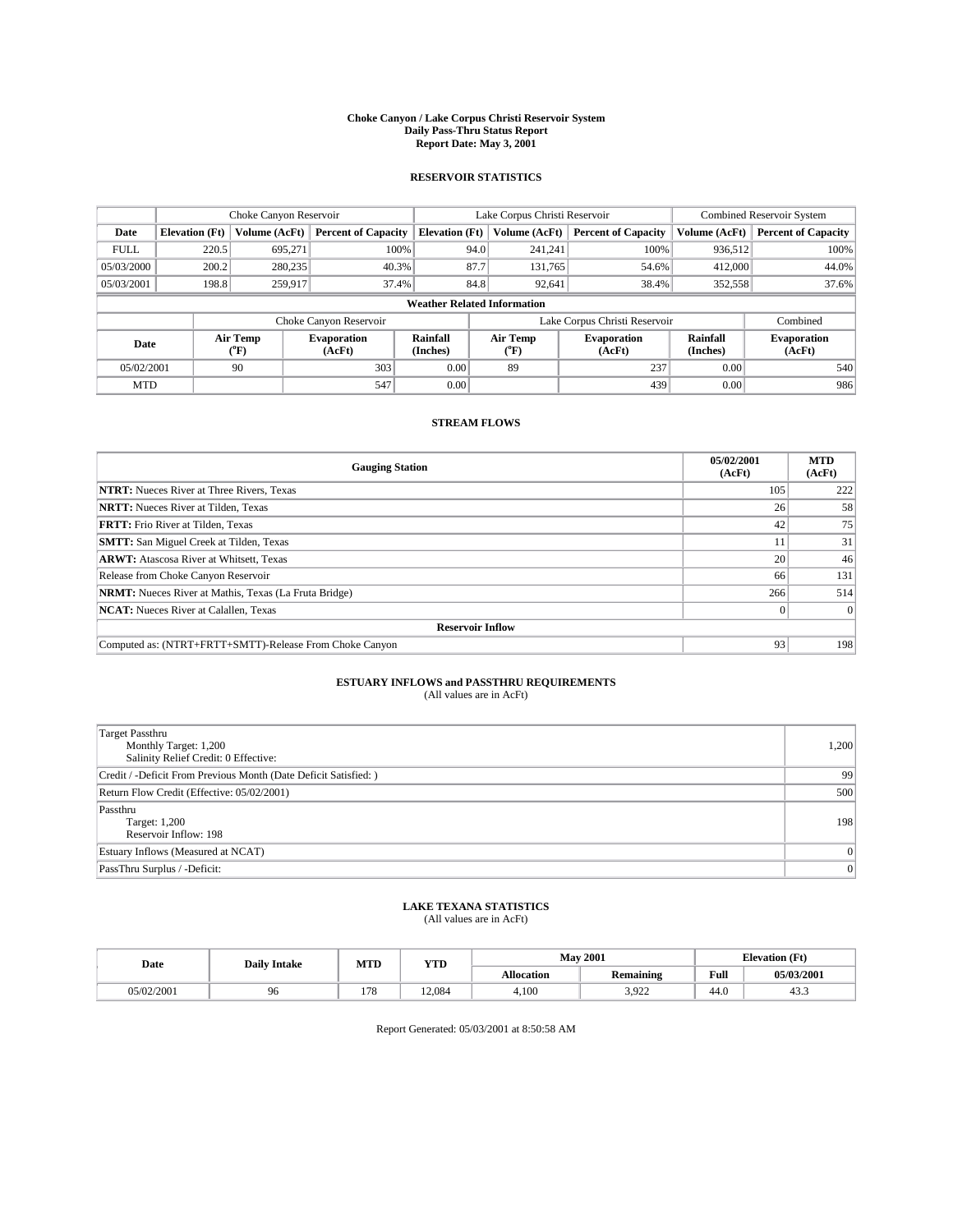**Choke Canyon / Lake Corpus Christi Reservoir System**
**Daily Pass-Thru Status Report**
**Report Date: May 3, 2001**

## RESERVOIR STATISTICS

| | Choke Canyon Reservoir | | | Lake Corpus Christi Reservoir | | | Combined Reservoir System | |
|---|---|---|---|---|---|---|---|---|
| **Date** | **Elevation (Ft)** | **Volume (AcFt)** | **Percent of Capacity** | **Elevation (Ft)** | **Volume (AcFt)** | **Percent of Capacity** | **Volume (AcFt)** | **Percent of Capacity** |
| FULL | 220.5 | 695,271 | 100% | 94.0 | 241,241 | 100% | 936,512 | 100% |
| 05/03/2000 | 200.2 | 280,235 | 40.3% | 87.7 | 131,765 | 54.6% | 412,000 | 44.0% |
| 05/03/2001 | 198.8 | 259,917 | 37.4% | 84.8 | 92,641 | 38.4% | 352,558 | 37.6% |

**Weather Related Information**

| | Choke Canyon Reservoir | | | Lake Corpus Christi Reservoir | | | Combined |
|---|---|---|---|---|---|---|---|
| **Date** | **Air Temp (°F)** | **Evaporation (AcFt)** | **Rainfall (Inches)** | **Air Temp (°F)** | **Evaporation (AcFt)** | **Rainfall (Inches)** | **Evaporation (AcFt)** |
| 05/02/2001 | 90 | 303 | 0.00 | 89 | 237 | 0.00 | 540 |
| MTD | | 547 | 0.00 | | 439 | 0.00 | 986 |

## STREAM FLOWS

| Gauging Station | 05/02/2001 (AcFt) | MTD (AcFt) |
|---|---|---|
| **NTRT:** Nueces River at Three Rivers, Texas | 105 | 222 |
| **NRTT:** Nueces River at Tilden, Texas | 26 | 58 |
| **FRTT:** Frio River at Tilden, Texas | 42 | 75 |
| **SMTT:** San Miguel Creek at Tilden, Texas | 11 | 31 |
| **ARWT:** Atascosa River at Whitsett, Texas | 20 | 46 |
| Release from Choke Canyon Reservoir | 66 | 131 |
| **NRMT:** Nueces River at Mathis, Texas (La Fruta Bridge) | 266 | 514 |
| **NCAT:** Nueces River at Calallen, Texas | 0 | 0 |
| **Reservoir Inflow** | | |
| Computed as: (NTRT+FRTT+SMTT)-Release From Choke Canyon | 93 | 198 |

## ESTUARY INFLOWS and PASSTHRU REQUIREMENTS

(All values are in AcFt)

| | |
|---|---|
| Target Passthru<br>Monthly Target: 1,200<br>Salinity Relief Credit: 0 Effective: | 1,200 |
| Credit / -Deficit From Previous Month (Date Deficit Satisfied: ) | 99 |
| Return Flow Credit (Effective: 05/02/2001) | 500 |
| Passthru<br>Target: 1,200<br>Reservoir Inflow: 198 | 198 |
| Estuary Inflows (Measured at NCAT) | 0 |
| PassThru Surplus / -Deficit: | 0 |

## LAKE TEXANA STATISTICS

(All values are in AcFt)

| Date | Daily Intake | MTD | YTD | May 2001 | | Elevation (Ft) | |
|---|---|---|---|---|---|---|---|
| | | | | **Allocation** | **Remaining** | **Full** | **05/03/2001** |
| 05/02/2001 | 96 | 178 | 12,084 | 4,100 | 3,922 | 44.0 | 43.3 |

Report Generated: 05/03/2001 at 8:50:58 AM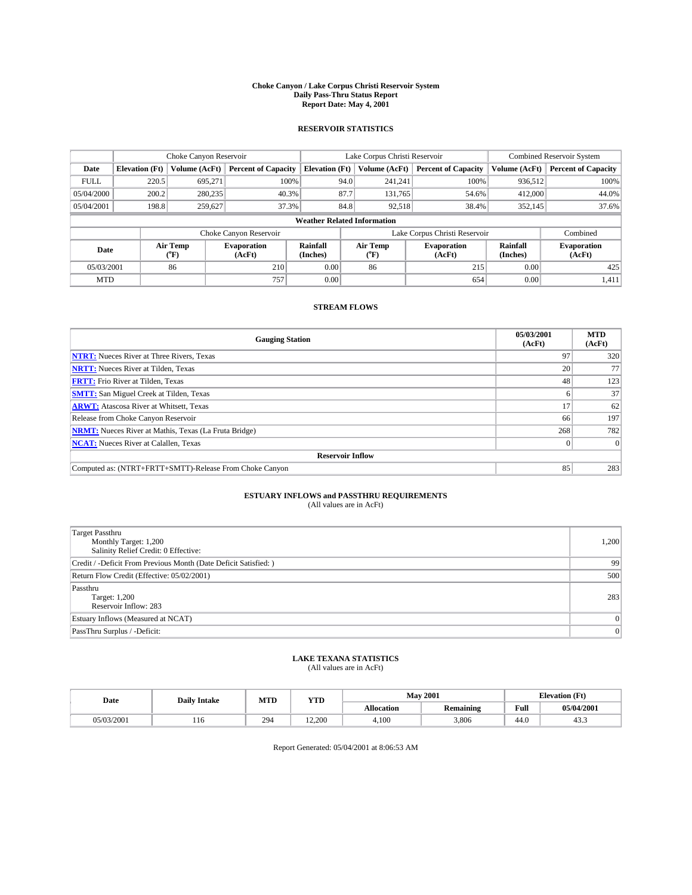# Choke Canyon / Lake Corpus Christi Reservoir System
## Daily Pass-Thru Status Report
## Report Date: May 4, 2001

### RESERVOIR STATISTICS

| | Choke Canyon Reservoir | | | Lake Corpus Christi Reservoir | | | Combined Reservoir System | |
|---|---|---|---|---|---|---|---|---|
| Date | Elevation (Ft) | Volume (AcFt) | Percent of Capacity | Elevation (Ft) | Volume (AcFt) | Percent of Capacity | Volume (AcFt) | Percent of Capacity |
| FULL | 220.5 | 695,271 | 100% | 94.0 | 241,241 | 100% | 936,512 | 100% |
| 05/04/2000 | 200.2 | 280,235 | 40.3% | 87.7 | 131,765 | 54.6% | 412,000 | 44.0% |
| 05/04/2001 | 198.8 | 259,627 | 37.3% | 84.8 | 92,518 | 38.4% | 352,145 | 37.6% |

**Weather Related Information**

| | Choke Canyon Reservoir | | | Lake Corpus Christi Reservoir | | | Combined |
|---|---|---|---|---|---|---|---|
| Date | Air Temp (°F) | Evaporation (AcFt) | Rainfall (Inches) | Air Temp (°F) | Evaporation (AcFt) | Rainfall (Inches) | Evaporation (AcFt) |
| 05/03/2001 | 86 | 210 | 0.00 | 86 | 215 | 0.00 | 425 |
| MTD | | 757 | 0.00 | | 654 | 0.00 | 1,411 |

### STREAM FLOWS

| Gauging Station | 05/03/2001 (AcFt) | MTD (AcFt) |
|---|---|---|
| NTRT: Nueces River at Three Rivers, Texas | 97 | 320 |
| NRTT: Nueces River at Tilden, Texas | 20 | 77 |
| FRTT: Frio River at Tilden, Texas | 48 | 123 |
| SMTT: San Miguel Creek at Tilden, Texas | 6 | 37 |
| ARWT: Atascosa River at Whitsett, Texas | 17 | 62 |
| Release from Choke Canyon Reservoir | 66 | 197 |
| NRMT: Nueces River at Mathis, Texas (La Fruta Bridge) | 268 | 782 |
| NCAT: Nueces River at Calallen, Texas | 0 | 0 |
| **Reservoir Inflow** | | |
| Computed as: (NTRT+FRTT+SMTT)-Release From Choke Canyon | 85 | 283 |

### ESTUARY INFLOWS and PASSTHRU REQUIREMENTS
(All values are in AcFt)

| | |
|---|---|
| Target Passthru<br>Monthly Target: 1,200<br>Salinity Relief Credit: 0 Effective: | 1,200 |
| Credit / -Deficit From Previous Month (Date Deficit Satisfied: ) | 99 |
| Return Flow Credit (Effective: 05/02/2001) | 500 |
| Passthru<br>Target: 1,200<br>Reservoir Inflow: 283 | 283 |
| Estuary Inflows (Measured at NCAT) | 0 |
| PassThru Surplus / -Deficit: | 0 |

### LAKE TEXANA STATISTICS
(All values are in AcFt)

| Date | Daily Intake | MTD | YTD | May 2001 | | Elevation (Ft) | |
|---|---|---|---|---|---|---|---|
| | | | | Allocation | Remaining | Full | 05/04/2001 |
| 05/03/2001 | 116 | 294 | 12,200 | 4,100 | 3,806 | 44.0 | 43.3 |

Report Generated: 05/04/2001 at 8:06:53 AM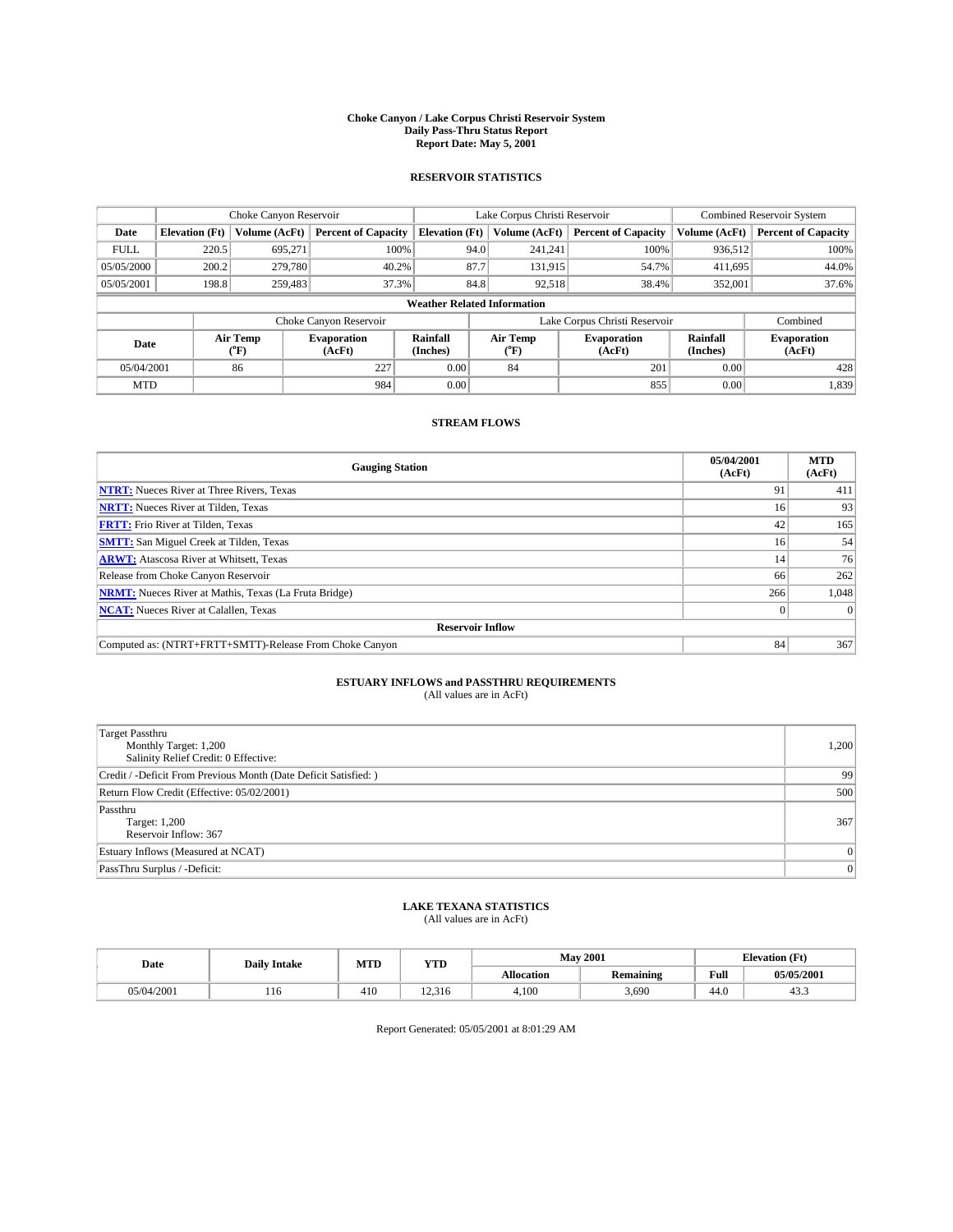# Choke Canyon / Lake Corpus Christi Reservoir System
## Daily Pass-Thru Status Report
### Report Date: May 5, 2001

## RESERVOIR STATISTICS

| | Choke Canyon Reservoir | | | Lake Corpus Christi Reservoir | | | Combined Reservoir System | |
|---|---|---|---|---|---|---|---|---|
| Date | Elevation (Ft) | Volume (AcFt) | Percent of Capacity | Elevation (Ft) | Volume (AcFt) | Percent of Capacity | Volume (AcFt) | Percent of Capacity |
| FULL | 220.5 | 695,271 | 100% | 94.0 | 241,241 | 100% | 936,512 | 100% |
| 05/05/2000 | 200.2 | 279,780 | 40.2% | 87.7 | 131,915 | 54.7% | 411,695 | 44.0% |
| 05/05/2001 | 198.8 | 259,483 | 37.3% | 84.8 | 92,518 | 38.4% | 352,001 | 37.6% |

**Weather Related Information**

| | Choke Canyon Reservoir | | | Lake Corpus Christi Reservoir | | | Combined |
|---|---|---|---|---|---|---|---|
| Date | Air Temp (°F) | Evaporation (AcFt) | Rainfall (Inches) | Air Temp (°F) | Evaporation (AcFt) | Rainfall (Inches) | Evaporation (AcFt) |
| 05/04/2001 | 86 | 227 | 0.00 | 84 | 201 | 0.00 | 428 |
| MTD | | 984 | 0.00 | | 855 | 0.00 | 1,839 |

## STREAM FLOWS

| Gauging Station | 05/04/2001 (AcFt) | MTD (AcFt) |
|---|---|---|
| NTRT: Nueces River at Three Rivers, Texas | 91 | 411 |
| NRTT: Nueces River at Tilden, Texas | 16 | 93 |
| FRTT: Frio River at Tilden, Texas | 42 | 165 |
| SMTT: San Miguel Creek at Tilden, Texas | 16 | 54 |
| ARWT: Atascosa River at Whitsett, Texas | 14 | 76 |
| Release from Choke Canyon Reservoir | 66 | 262 |
| NRMT: Nueces River at Mathis, Texas (La Fruta Bridge) | 266 | 1,048 |
| NCAT: Nueces River at Calallen, Texas | 0 | 0 |
| **Reservoir Inflow** | | |
| Computed as: (NTRT+FRTT+SMTT)-Release From Choke Canyon | 84 | 367 |

## ESTUARY INFLOWS and PASSTHRU REQUIREMENTS
(All values are in AcFt)

| | |
|---|---|
| Target Passthru<br>Monthly Target: 1,200<br>Salinity Relief Credit: 0 Effective: | 1,200 |
| Credit / -Deficit From Previous Month (Date Deficit Satisfied: ) | 99 |
| Return Flow Credit (Effective: 05/02/2001) | 500 |
| Passthru<br>Target: 1,200<br>Reservoir Inflow: 367 | 367 |
| Estuary Inflows (Measured at NCAT) | 0 |
| PassThru Surplus / -Deficit: | 0 |

## LAKE TEXANA STATISTICS
(All values are in AcFt)

| Date | Daily Intake | MTD | YTD | May 2001 | | Elevation (Ft) | |
|---|---|---|---|---|---|---|---|
| | | | | Allocation | Remaining | Full | 05/05/2001 |
| 05/04/2001 | 116 | 410 | 12,316 | 4,100 | 3,690 | 44.0 | 43.3 |

Report Generated: 05/05/2001 at 8:01:29 AM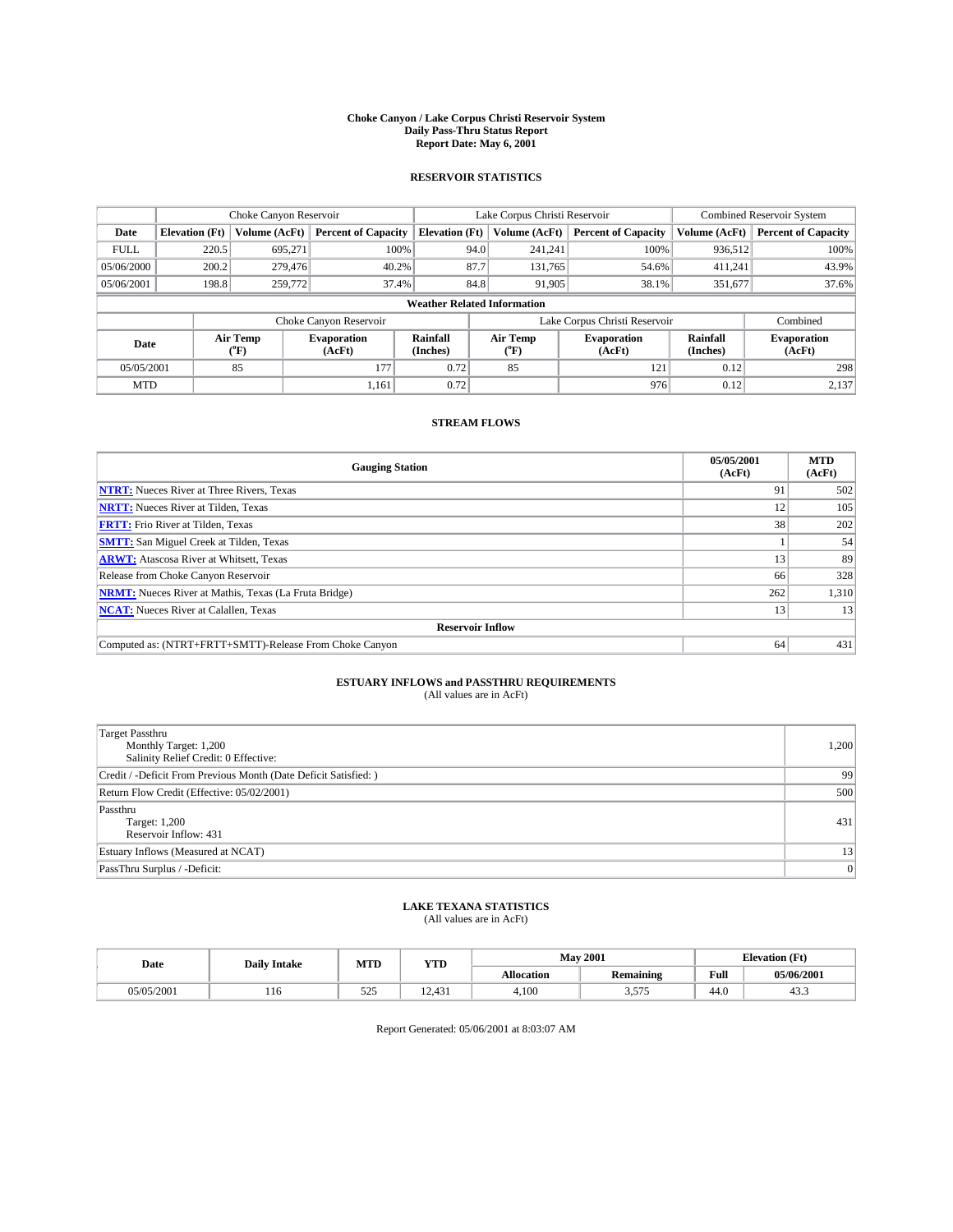# Choke Canyon / Lake Corpus Christi Reservoir System
## Daily Pass-Thru Status Report
### Report Date: May 6, 2001

## RESERVOIR STATISTICS

| | Choke Canyon Reservoir | | | Lake Corpus Christi Reservoir | | | Combined Reservoir System | |
|---|---|---|---|---|---|---|---|---|
| Date | Elevation (Ft) | Volume (AcFt) | Percent of Capacity | Elevation (Ft) | Volume (AcFt) | Percent of Capacity | Volume (AcFt) | Percent of Capacity |
| FULL | 220.5 | 695,271 | 100% | 94.0 | 241,241 | 100% | 936,512 | 100% |
| 05/06/2000 | 200.2 | 279,476 | 40.2% | 87.7 | 131,765 | 54.6% | 411,241 | 43.9% |
| 05/06/2001 | 198.8 | 259,772 | 37.4% | 84.8 | 91,905 | 38.1% | 351,677 | 37.6% |

**Weather Related Information**

| | Choke Canyon Reservoir | | | Lake Corpus Christi Reservoir | | | Combined |
|---|---|---|---|---|---|---|---|
| Date | Air Temp (°F) | Evaporation (AcFt) | Rainfall (Inches) | Air Temp (°F) | Evaporation (AcFt) | Rainfall (Inches) | Evaporation (AcFt) |
| 05/05/2001 | 85 | 177 | 0.72 | 85 | 121 | 0.12 | 298 |
| MTD | | 1,161 | 0.72 | | 976 | 0.12 | 2,137 |

## STREAM FLOWS

| Gauging Station | 05/05/2001 (AcFt) | MTD (AcFt) |
|---|---|---|
| NTRT: Nueces River at Three Rivers, Texas | 91 | 502 |
| NRTT: Nueces River at Tilden, Texas | 12 | 105 |
| FRTT: Frio River at Tilden, Texas | 38 | 202 |
| SMTT: San Miguel Creek at Tilden, Texas | 1 | 54 |
| ARWT: Atascosa River at Whitsett, Texas | 13 | 89 |
| Release from Choke Canyon Reservoir | 66 | 328 |
| NRMT: Nueces River at Mathis, Texas (La Fruta Bridge) | 262 | 1,310 |
| NCAT: Nueces River at Calallen, Texas | 13 | 13 |
| **Reservoir Inflow** | | |
| Computed as: (NTRT+FRTT+SMTT)-Release From Choke Canyon | 64 | 431 |

## ESTUARY INFLOWS and PASSTHRU REQUIREMENTS
(All values are in AcFt)

| | |
|---|---|
| Target Passthru<br>Monthly Target: 1,200<br>Salinity Relief Credit: 0 Effective: | 1,200 |
| Credit / -Deficit From Previous Month (Date Deficit Satisfied: ) | 99 |
| Return Flow Credit (Effective: 05/02/2001) | 500 |
| Passthru<br>Target: 1,200<br>Reservoir Inflow: 431 | 431 |
| Estuary Inflows (Measured at NCAT) | 13 |
| PassThru Surplus / -Deficit: | 0 |

## LAKE TEXANA STATISTICS
(All values are in AcFt)

| Date | Daily Intake | MTD | YTD | May 2001 | | Elevation (Ft) | |
|---|---|---|---|---|---|---|---|
| | | | | Allocation | Remaining | Full | 05/06/2001 |
| 05/05/2001 | 116 | 525 | 12,431 | 4,100 | 3,575 | 44.0 | 43.3 |

Report Generated: 05/06/2001 at 8:03:07 AM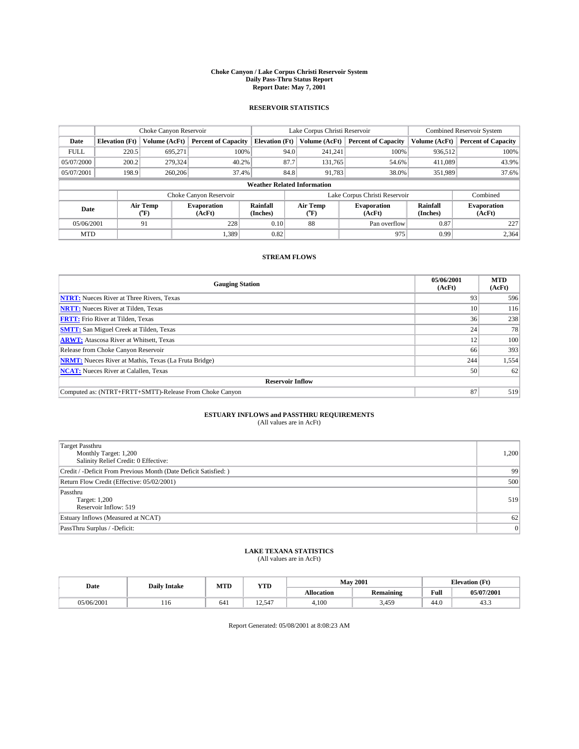# Choke Canyon / Lake Corpus Christi Reservoir System
## Daily Pass-Thru Status Report
## Report Date: May 7, 2001

### RESERVOIR STATISTICS

| | Choke Canyon Reservoir | | | Lake Corpus Christi Reservoir | | | Combined Reservoir System | |
|---|---|---|---|---|---|---|---|---|
| Date | Elevation (Ft) | Volume (AcFt) | Percent of Capacity | Elevation (Ft) | Volume (AcFt) | Percent of Capacity | Volume (AcFt) | Percent of Capacity |
| FULL | 220.5 | 695,271 | 100% | 94.0 | 241,241 | 100% | 936,512 | 100% |
| 05/07/2000 | 200.2 | 279,324 | 40.2% | 87.7 | 131,765 | 54.6% | 411,089 | 43.9% |
| 05/07/2001 | 198.9 | 260,206 | 37.4% | 84.8 | 91,783 | 38.0% | 351,989 | 37.6% |

**Weather Related Information**

| | Choke Canyon Reservoir | | | Lake Corpus Christi Reservoir | | | Combined |
|---|---|---|---|---|---|---|---|
| Date | Air Temp (°F) | Evaporation (AcFt) | Rainfall (Inches) | Air Temp (°F) | Evaporation (AcFt) | Rainfall (Inches) | Evaporation (AcFt) |
| 05/06/2001 | 91 | 228 | 0.10 | 88 | Pan overflow | 0.87 | 227 |
| MTD | | 1,389 | 0.82 | | 975 | 0.99 | 2,364 |

### STREAM FLOWS

| Gauging Station | 05/06/2001 (AcFt) | MTD (AcFt) |
|---|---|---|
| **NTRT:** Nueces River at Three Rivers, Texas | 93 | 596 |
| **NRTT:** Nueces River at Tilden, Texas | 10 | 116 |
| **FRTT:** Frio River at Tilden, Texas | 36 | 238 |
| **SMTT:** San Miguel Creek at Tilden, Texas | 24 | 78 |
| **ARWT:** Atascosa River at Whitsett, Texas | 12 | 100 |
| Release from Choke Canyon Reservoir | 66 | 393 |
| **NRMT:** Nueces River at Mathis, Texas (La Fruta Bridge) | 244 | 1,554 |
| **NCAT:** Nueces River at Calallen, Texas | 50 | 62 |
| **Reservoir Inflow** | | |
| Computed as: (NTRT+FRTT+SMTT)-Release From Choke Canyon | 87 | 519 |

### ESTUARY INFLOWS and PASSTHRU REQUIREMENTS
(All values are in AcFt)

| | |
|---|---|
| Target Passthru<br>Monthly Target: 1,200<br>Salinity Relief Credit: 0 Effective: | 1,200 |
| Credit / -Deficit From Previous Month (Date Deficit Satisfied: ) | 99 |
| Return Flow Credit (Effective: 05/02/2001) | 500 |
| Passthru<br>Target: 1,200<br>Reservoir Inflow: 519 | 519 |
| Estuary Inflows (Measured at NCAT) | 62 |
| PassThru Surplus / -Deficit: | 0 |

### LAKE TEXANA STATISTICS
(All values are in AcFt)

| Date | Daily Intake | MTD | YTD | May 2001 | | Elevation (Ft) | |
|---|---|---|---|---|---|---|---|
| | | | | Allocation | Remaining | Full | 05/07/2001 |
| 05/06/2001 | 116 | 641 | 12,547 | 4,100 | 3,459 | 44.0 | 43.3 |

Report Generated: 05/08/2001 at 8:08:23 AM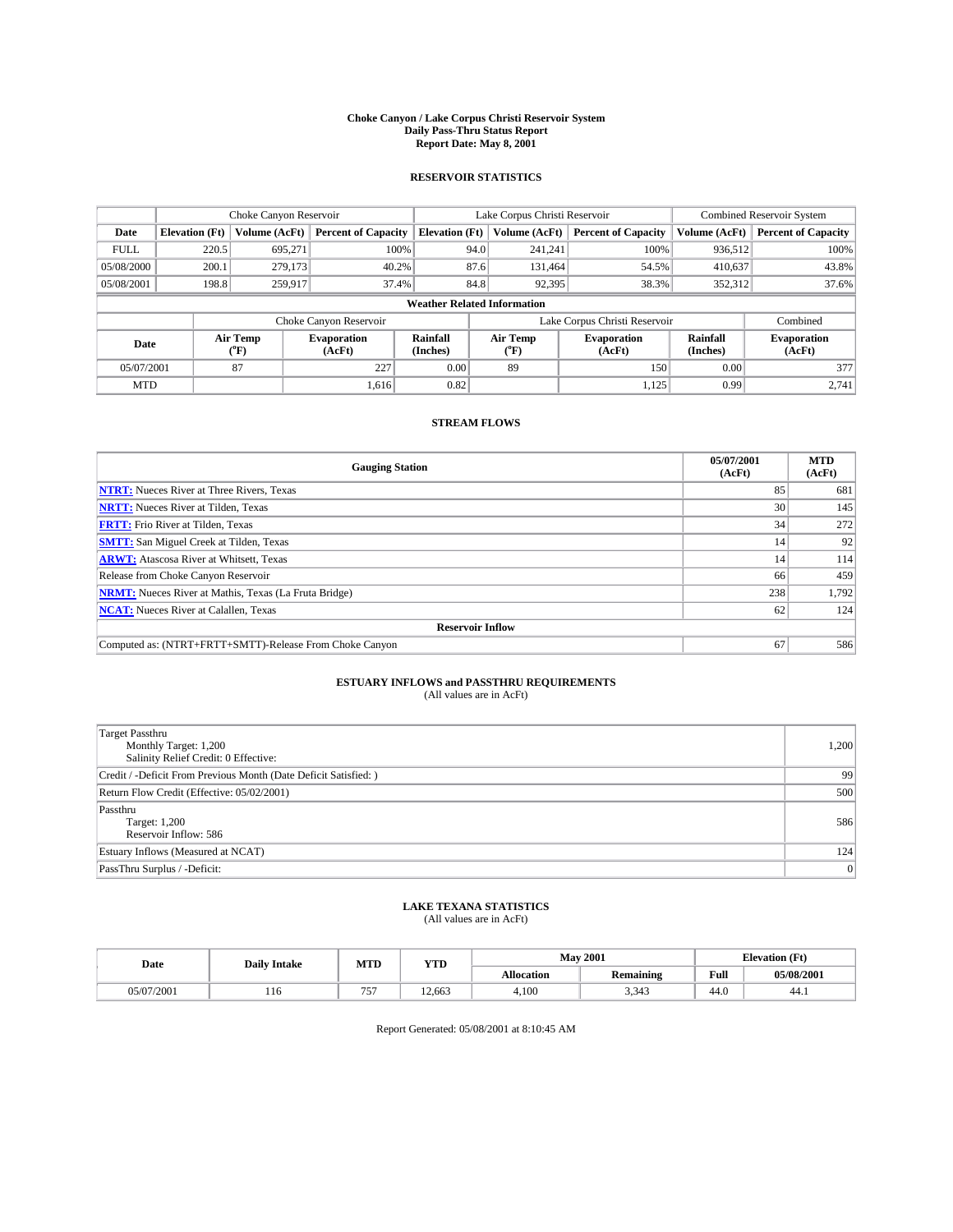# Choke Canyon / Lake Corpus Christi Reservoir System
## Daily Pass-Thru Status Report
### Report Date: May 8, 2001

## RESERVOIR STATISTICS

| | Choke Canyon Reservoir | | | Lake Corpus Christi Reservoir | | | Combined Reservoir System | |
|---|---|---|---|---|---|---|---|---|
| Date | Elevation (Ft) | Volume (AcFt) | Percent of Capacity | Elevation (Ft) | Volume (AcFt) | Percent of Capacity | Volume (AcFt) | Percent of Capacity |
| FULL | 220.5 | 695,271 | 100% | 94.0 | 241,241 | 100% | 936,512 | 100% |
| 05/08/2000 | 200.1 | 279,173 | 40.2% | 87.6 | 131,464 | 54.5% | 410,637 | 43.8% |
| 05/08/2001 | 198.8 | 259,917 | 37.4% | 84.8 | 92,395 | 38.3% | 352,312 | 37.6% |

**Weather Related Information**

| | Choke Canyon Reservoir | | | Lake Corpus Christi Reservoir | | | Combined |
|---|---|---|---|---|---|---|---|
| Date | Air Temp (°F) | Evaporation (AcFt) | Rainfall (Inches) | Air Temp (°F) | Evaporation (AcFt) | Rainfall (Inches) | Evaporation (AcFt) |
| 05/07/2001 | 87 | 227 | 0.00 | 89 | 150 | 0.00 | 377 |
| MTD | | 1,616 | 0.82 | | 1,125 | 0.99 | 2,741 |

## STREAM FLOWS

| Gauging Station | 05/07/2001 (AcFt) | MTD (AcFt) |
|---|---|---|
| **NTRT:** Nueces River at Three Rivers, Texas | 85 | 681 |
| **NRTT:** Nueces River at Tilden, Texas | 30 | 145 |
| **FRTT:** Frio River at Tilden, Texas | 34 | 272 |
| **SMTT:** San Miguel Creek at Tilden, Texas | 14 | 92 |
| **ARWT:** Atascosa River at Whitsett, Texas | 14 | 114 |
| Release from Choke Canyon Reservoir | 66 | 459 |
| **NRMT:** Nueces River at Mathis, Texas (La Fruta Bridge) | 238 | 1,792 |
| **NCAT:** Nueces River at Calallen, Texas | 62 | 124 |
| **Reservoir Inflow** | | |
| Computed as: (NTRT+FRTT+SMTT)-Release From Choke Canyon | 67 | 586 |

## ESTUARY INFLOWS and PASSTHRU REQUIREMENTS
(All values are in AcFt)

| | |
|---|---|
| Target Passthru<br>Monthly Target: 1,200<br>Salinity Relief Credit: 0 Effective: | 1,200 |
| Credit / -Deficit From Previous Month (Date Deficit Satisfied: ) | 99 |
| Return Flow Credit (Effective: 05/02/2001) | 500 |
| Passthru<br>Target: 1,200<br>Reservoir Inflow: 586 | 586 |
| Estuary Inflows (Measured at NCAT) | 124 |
| PassThru Surplus / -Deficit: | 0 |

## LAKE TEXANA STATISTICS
(All values are in AcFt)

| Date | Daily Intake | MTD | YTD | May 2001 | | Elevation (Ft) | |
|---|---|---|---|---|---|---|---|
| | | | | Allocation | Remaining | Full | 05/08/2001 |
| 05/07/2001 | 116 | 757 | 12,663 | 4,100 | 3,343 | 44.0 | 44.1 |

Report Generated: 05/08/2001 at 8:10:45 AM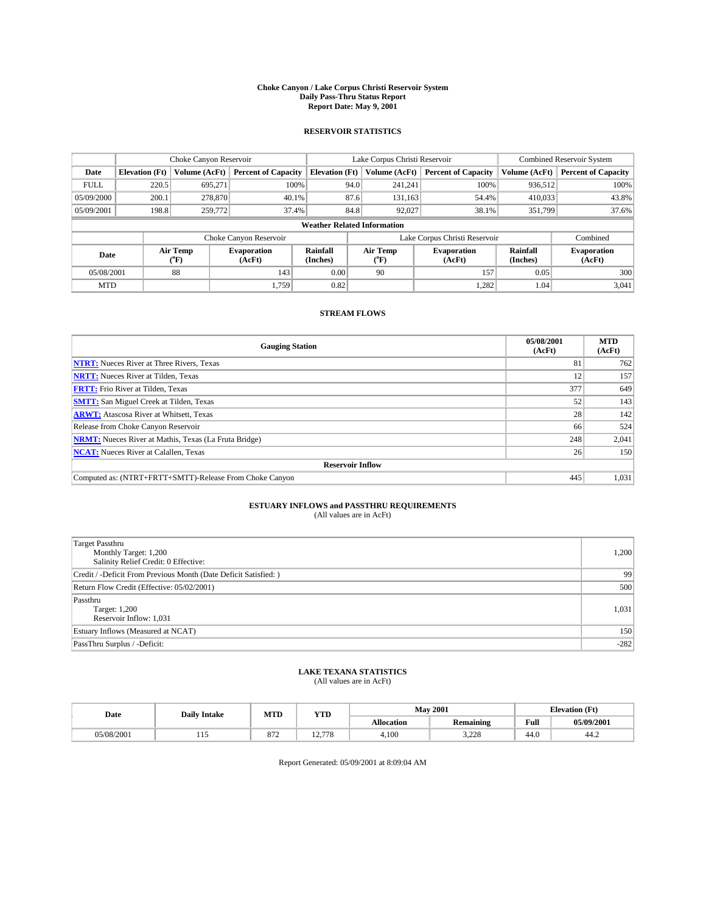# Choke Canyon / Lake Corpus Christi Reservoir System
## Daily Pass-Thru Status Report
## Report Date: May 9, 2001

### RESERVOIR STATISTICS

| | Choke Canyon Reservoir | | | Lake Corpus Christi Reservoir | | | Combined Reservoir System | |
|---|---|---|---|---|---|---|---|---|
| **Date** | **Elevation (Ft)** | **Volume (AcFt)** | **Percent of Capacity** | **Elevation (Ft)** | **Volume (AcFt)** | **Percent of Capacity** | **Volume (AcFt)** | **Percent of Capacity** |
| FULL | 220.5 | 695,271 | 100% | 94.0 | 241,241 | 100% | 936,512 | 100% |
| 05/09/2000 | 200.1 | 278,870 | 40.1% | 87.6 | 131,163 | 54.4% | 410,033 | 43.8% |
| 05/09/2001 | 198.8 | 259,772 | 37.4% | 84.8 | 92,027 | 38.1% | 351,799 | 37.6% |

**Weather Related Information**

| | Choke Canyon Reservoir | | | Lake Corpus Christi Reservoir | | | Combined |
|---|---|---|---|---|---|---|---|
| **Date** | **Air Temp (°F)** | **Evaporation (AcFt)** | **Rainfall (Inches)** | **Air Temp (°F)** | **Evaporation (AcFt)** | **Rainfall (Inches)** | **Evaporation (AcFt)** |
| 05/08/2001 | 88 | 143 | 0.00 | 90 | 157 | 0.05 | 300 |
| MTD | | 1,759 | 0.82 | | 1,282 | 1.04 | 3,041 |

### STREAM FLOWS

| Gauging Station | 05/08/2001 (AcFt) | MTD (AcFt) |
|---|---|---|
| **NTRT:** Nueces River at Three Rivers, Texas | 81 | 762 |
| **NRTT:** Nueces River at Tilden, Texas | 12 | 157 |
| **FRTT:** Frio River at Tilden, Texas | 377 | 649 |
| **SMTT:** San Miguel Creek at Tilden, Texas | 52 | 143 |
| **ARWT:** Atascosa River at Whitsett, Texas | 28 | 142 |
| Release from Choke Canyon Reservoir | 66 | 524 |
| **NRMT:** Nueces River at Mathis, Texas (La Fruta Bridge) | 248 | 2,041 |
| **NCAT:** Nueces River at Calallen, Texas | 26 | 150 |
| **Reservoir Inflow** | | |
| Computed as: (NTRT+FRTT+SMTT)-Release From Choke Canyon | 445 | 1,031 |

### ESTUARY INFLOWS and PASSTHRU REQUIREMENTS
(All values are in AcFt)

| | |
|---|---|
| Target Passthru<br>Monthly Target: 1,200<br>Salinity Relief Credit: 0 Effective: | 1,200 |
| Credit / -Deficit From Previous Month (Date Deficit Satisfied: ) | 99 |
| Return Flow Credit (Effective: 05/02/2001) | 500 |
| Passthru<br>Target: 1,200<br>Reservoir Inflow: 1,031 | 1,031 |
| Estuary Inflows (Measured at NCAT) | 150 |
| PassThru Surplus / -Deficit: | -282 |

### LAKE TEXANA STATISTICS
(All values are in AcFt)

| Date | Daily Intake | MTD | YTD | May 2001 | | Elevation (Ft) | |
|---|---|---|---|---|---|---|---|
| | | | | **Allocation** | **Remaining** | **Full** | **05/09/2001** |
| 05/08/2001 | 115 | 872 | 12,778 | 4,100 | 3,228 | 44.0 | 44.2 |

Report Generated: 05/09/2001 at 8:09:04 AM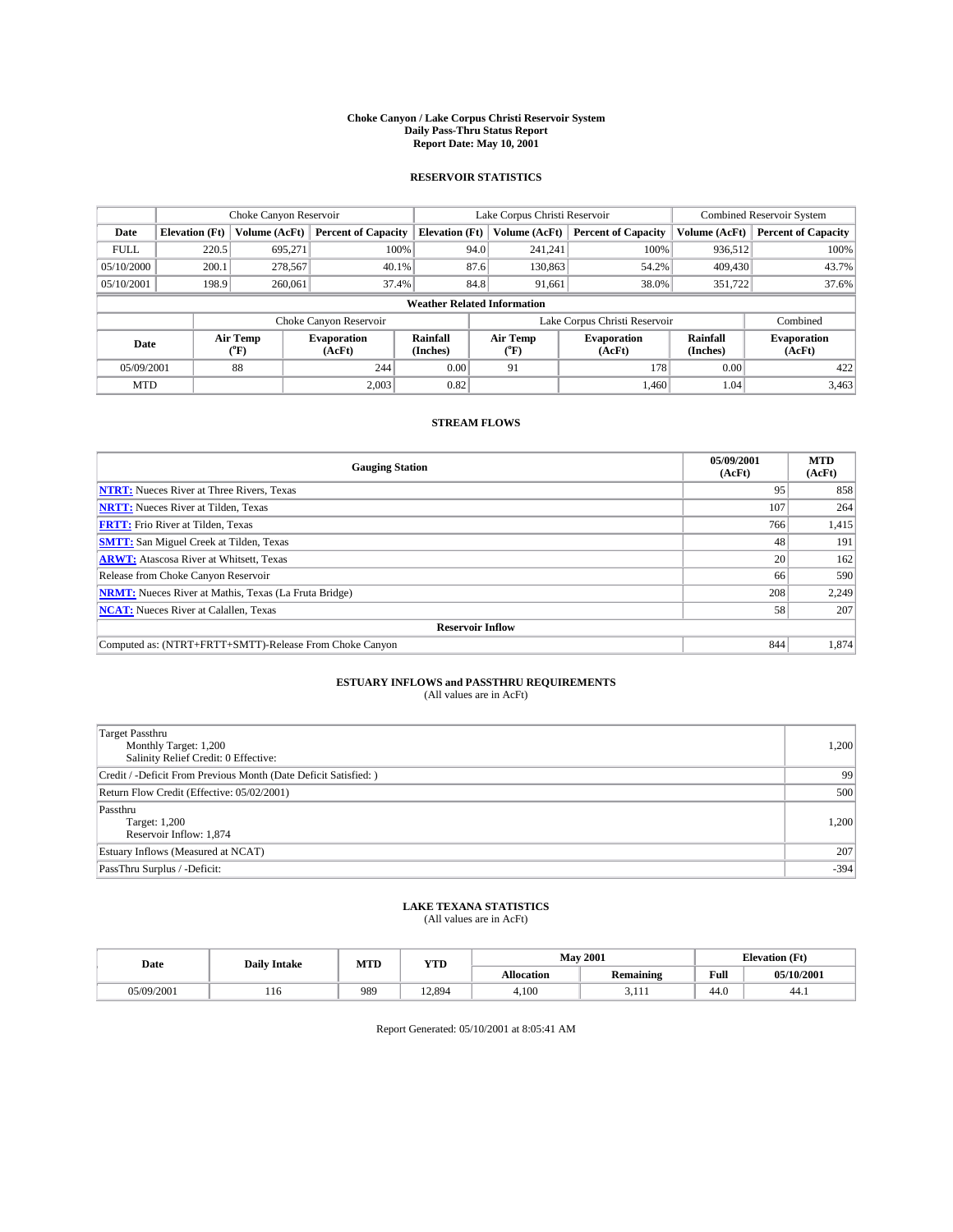# Choke Canyon / Lake Corpus Christi Reservoir System
## Daily Pass-Thru Status Report
## Report Date: May 10, 2001

### RESERVOIR STATISTICS

| | Choke Canyon Reservoir | | | Lake Corpus Christi Reservoir | | | Combined Reservoir System | |
|---|---|---|---|---|---|---|---|---|
| Date | Elevation (Ft) | Volume (AcFt) | Percent of Capacity | Elevation (Ft) | Volume (AcFt) | Percent of Capacity | Volume (AcFt) | Percent of Capacity |
| FULL | 220.5 | 695,271 | 100% | 94.0 | 241,241 | 100% | 936,512 | 100% |
| 05/10/2000 | 200.1 | 278,567 | 40.1% | 87.6 | 130,863 | 54.2% | 409,430 | 43.7% |
| 05/10/2001 | 198.9 | 260,061 | 37.4% | 84.8 | 91,661 | 38.0% | 351,722 | 37.6% |

**Weather Related Information**

| | Choke Canyon Reservoir | | | Lake Corpus Christi Reservoir | | | Combined |
|---|---|---|---|---|---|---|---|
| Date | Air Temp (°F) | Evaporation (AcFt) | Rainfall (Inches) | Air Temp (°F) | Evaporation (AcFt) | Rainfall (Inches) | Evaporation (AcFt) |
| 05/09/2001 | 88 | 244 | 0.00 | 91 | 178 | 0.00 | 422 |
| MTD | | 2,003 | 0.82 | | 1,460 | 1.04 | 3,463 |

### STREAM FLOWS

| Gauging Station | 05/09/2001 (AcFt) | MTD (AcFt) |
|---|---|---|
| NTRT: Nueces River at Three Rivers, Texas | 95 | 858 |
| NRTT: Nueces River at Tilden, Texas | 107 | 264 |
| FRTT: Frio River at Tilden, Texas | 766 | 1,415 |
| SMTT: San Miguel Creek at Tilden, Texas | 48 | 191 |
| ARWT: Atascosa River at Whitsett, Texas | 20 | 162 |
| Release from Choke Canyon Reservoir | 66 | 590 |
| NRMT: Nueces River at Mathis, Texas (La Fruta Bridge) | 208 | 2,249 |
| NCAT: Nueces River at Calallen, Texas | 58 | 207 |
| **Reservoir Inflow** | | |
| Computed as: (NTRT+FRTT+SMTT)-Release From Choke Canyon | 844 | 1,874 |

### ESTUARY INFLOWS and PASSTHRU REQUIREMENTS
(All values are in AcFt)

| | |
|---|---|
| Target Passthru<br>Monthly Target: 1,200<br>Salinity Relief Credit: 0 Effective: | 1,200 |
| Credit / -Deficit From Previous Month (Date Deficit Satisfied: ) | 99 |
| Return Flow Credit (Effective: 05/02/2001) | 500 |
| Passthru<br>Target: 1,200<br>Reservoir Inflow: 1,874 | 1,200 |
| Estuary Inflows (Measured at NCAT) | 207 |
| PassThru Surplus / -Deficit: | -394 |

### LAKE TEXANA STATISTICS
(All values are in AcFt)

| Date | Daily Intake | MTD | YTD | May 2001 | | Elevation (Ft) | |
|---|---|---|---|---|---|---|---|
| | | | | Allocation | Remaining | Full | 05/10/2001 |
| 05/09/2001 | 116 | 989 | 12,894 | 4,100 | 3,111 | 44.0 | 44.1 |

Report Generated: 05/10/2001 at 8:05:41 AM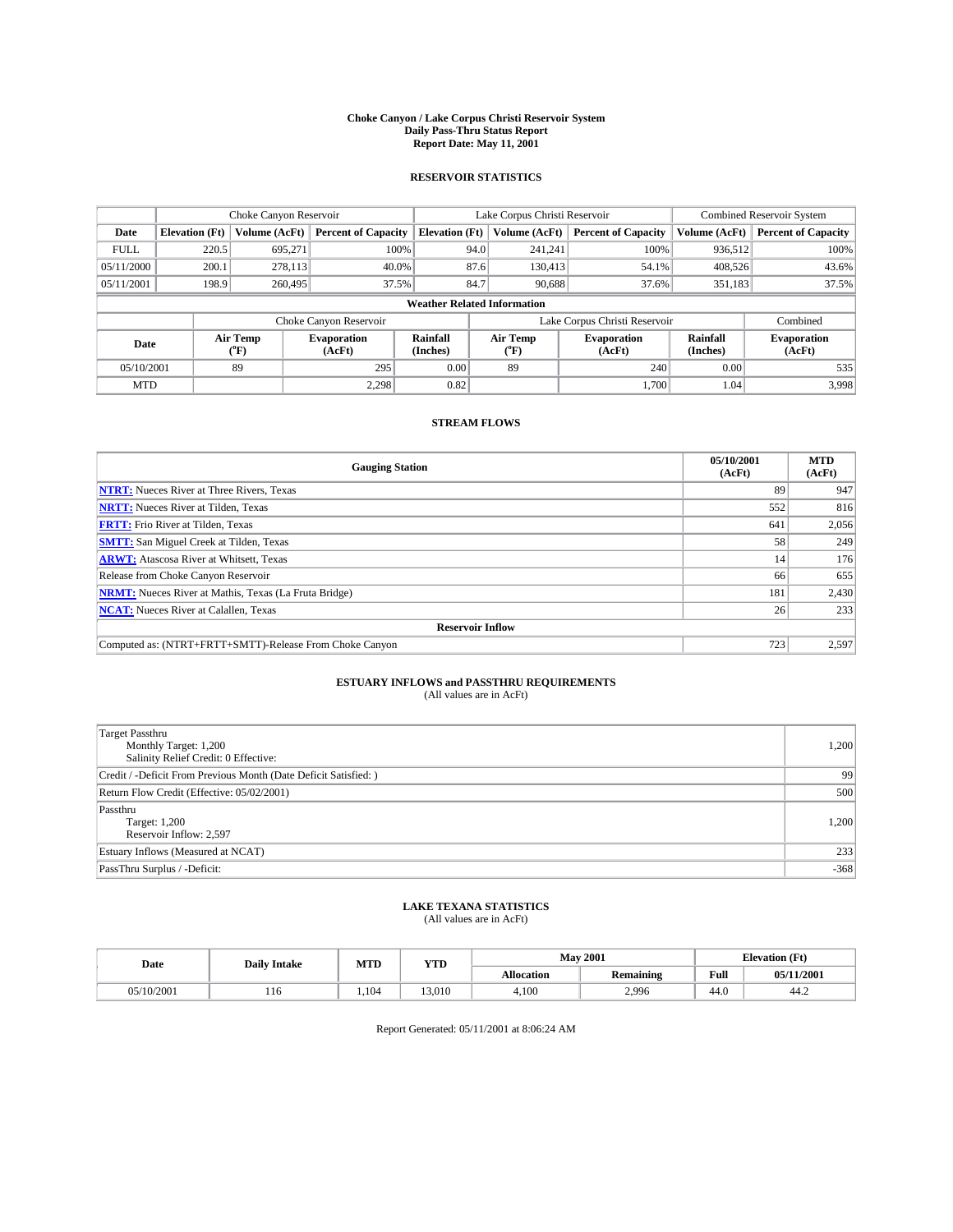# Choke Canyon / Lake Corpus Christi Reservoir System
## Daily Pass-Thru Status Report
### Report Date: May 11, 2001

## RESERVOIR STATISTICS

| | Choke Canyon Reservoir | | | Lake Corpus Christi Reservoir | | | Combined Reservoir System | |
|---|---|---|---|---|---|---|---|---|
| Date | Elevation (Ft) | Volume (AcFt) | Percent of Capacity | Elevation (Ft) | Volume (AcFt) | Percent of Capacity | Volume (AcFt) | Percent of Capacity |
| FULL | 220.5 | 695,271 | 100% | 94.0 | 241,241 | 100% | 936,512 | 100% |
| 05/11/2000 | 200.1 | 278,113 | 40.0% | 87.6 | 130,413 | 54.1% | 408,526 | 43.6% |
| 05/11/2001 | 198.9 | 260,495 | 37.5% | 84.7 | 90,688 | 37.6% | 351,183 | 37.5% |

**Weather Related Information**

| | Choke Canyon Reservoir | | | Lake Corpus Christi Reservoir | | | Combined |
|---|---|---|---|---|---|---|---|
| Date | Air Temp (°F) | Evaporation (AcFt) | Rainfall (Inches) | Air Temp (°F) | Evaporation (AcFt) | Rainfall (Inches) | Evaporation (AcFt) |
| 05/10/2001 | 89 | 295 | 0.00 | 89 | 240 | 0.00 | 535 |
| MTD | | 2,298 | 0.82 | | 1,700 | 1.04 | 3,998 |

## STREAM FLOWS

| Gauging Station | 05/10/2001 (AcFt) | MTD (AcFt) |
|---|---|---|
| **NTRT:** Nueces River at Three Rivers, Texas | 89 | 947 |
| **NRTT:** Nueces River at Tilden, Texas | 552 | 816 |
| **FRTT:** Frio River at Tilden, Texas | 641 | 2,056 |
| **SMTT:** San Miguel Creek at Tilden, Texas | 58 | 249 |
| **ARWT:** Atascosa River at Whitsett, Texas | 14 | 176 |
| Release from Choke Canyon Reservoir | 66 | 655 |
| **NRMT:** Nueces River at Mathis, Texas (La Fruta Bridge) | 181 | 2,430 |
| **NCAT:** Nueces River at Calallen, Texas | 26 | 233 |
| **Reservoir Inflow** | | |
| Computed as: (NTRT+FRTT+SMTT)-Release From Choke Canyon | 723 | 2,597 |

## ESTUARY INFLOWS and PASSTHRU REQUIREMENTS
(All values are in AcFt)

| | |
|---|---|
| Target Passthru<br>Monthly Target: 1,200<br>Salinity Relief Credit: 0 Effective: | 1,200 |
| Credit / -Deficit From Previous Month (Date Deficit Satisfied: ) | 99 |
| Return Flow Credit (Effective: 05/02/2001) | 500 |
| Passthru<br>Target: 1,200<br>Reservoir Inflow: 2,597 | 1,200 |
| Estuary Inflows (Measured at NCAT) | 233 |
| PassThru Surplus / -Deficit: | -368 |

## LAKE TEXANA STATISTICS
(All values are in AcFt)

| Date | Daily Intake | MTD | YTD | May 2001 | | Elevation (Ft) | |
|---|---|---|---|---|---|---|---|
| | | | | Allocation | Remaining | Full | 05/11/2001 |
| 05/10/2001 | 116 | 1,104 | 13,010 | 4,100 | 2,996 | 44.0 | 44.2 |

Report Generated: 05/11/2001 at 8:06:24 AM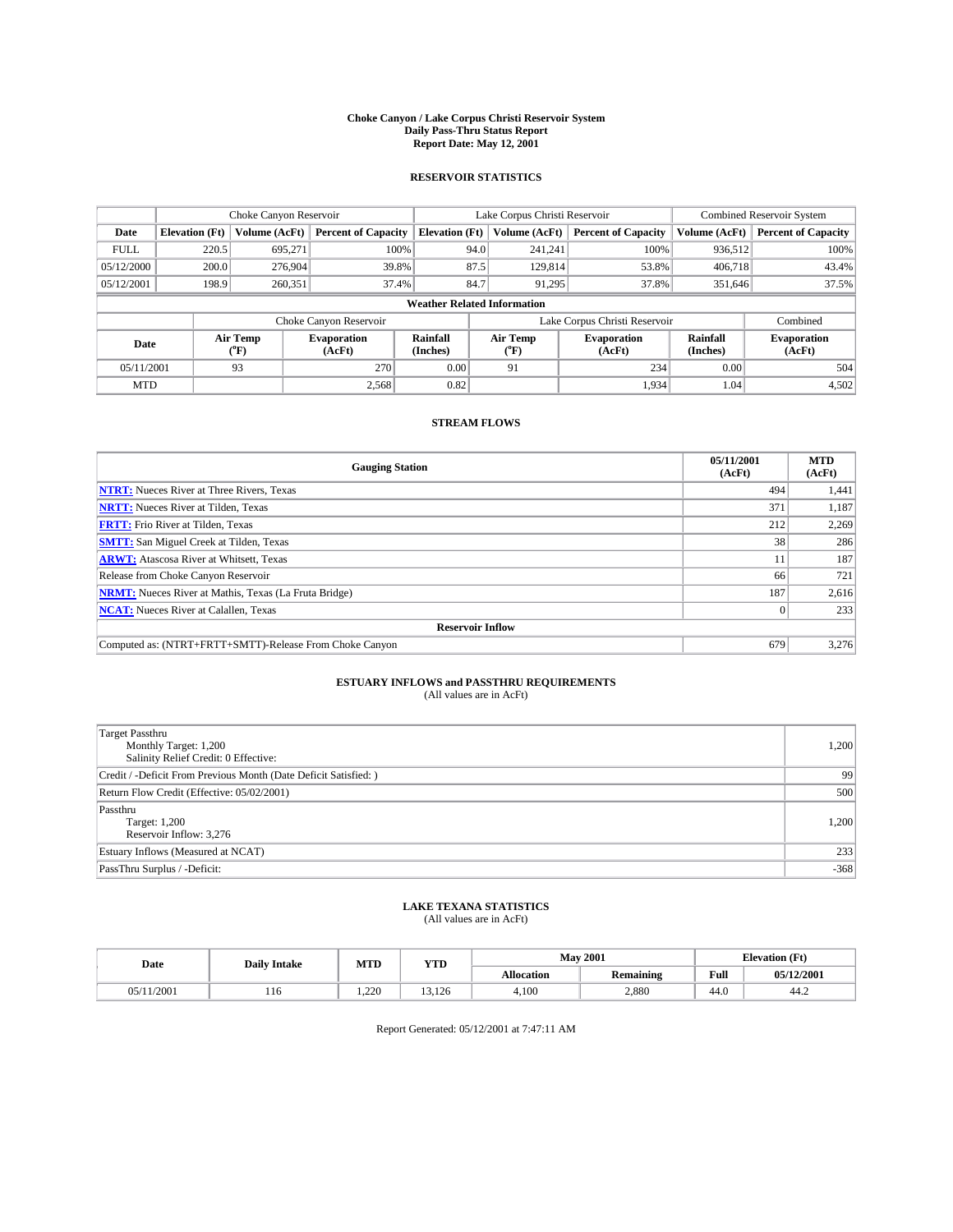# Choke Canyon / Lake Corpus Christi Reservoir System
## Daily Pass-Thru Status Report
### Report Date: May 12, 2001

## RESERVOIR STATISTICS

| | Choke Canyon Reservoir | | | Lake Corpus Christi Reservoir | | | Combined Reservoir System | |
|---|---|---|---|---|---|---|---|---|
| **Date** | **Elevation (Ft)** | **Volume (AcFt)** | **Percent of Capacity** | **Elevation (Ft)** | **Volume (AcFt)** | **Percent of Capacity** | **Volume (AcFt)** | **Percent of Capacity** |
| FULL | 220.5 | 695,271 | 100% | 94.0 | 241,241 | 100% | 936,512 | 100% |
| 05/12/2000 | 200.0 | 276,904 | 39.8% | 87.5 | 129,814 | 53.8% | 406,718 | 43.4% |
| 05/12/2001 | 198.9 | 260,351 | 37.4% | 84.7 | 91,295 | 37.8% | 351,646 | 37.5% |

**Weather Related Information**

| | Choke Canyon Reservoir | | | Lake Corpus Christi Reservoir | | | Combined |
|---|---|---|---|---|---|---|---|
| **Date** | **Air Temp (°F)** | **Evaporation (AcFt)** | **Rainfall (Inches)** | **Air Temp (°F)** | **Evaporation (AcFt)** | **Rainfall (Inches)** | **Evaporation (AcFt)** |
| 05/11/2001 | 93 | 270 | 0.00 | 91 | 234 | 0.00 | 504 |
| MTD | | 2,568 | 0.82 | | 1,934 | 1.04 | 4,502 |

## STREAM FLOWS

| Gauging Station | 05/11/2001 (AcFt) | MTD (AcFt) |
|---|---|---|
| **NTRT:** Nueces River at Three Rivers, Texas | 494 | 1,441 |
| **NRTT:** Nueces River at Tilden, Texas | 371 | 1,187 |
| **FRTT:** Frio River at Tilden, Texas | 212 | 2,269 |
| **SMTT:** San Miguel Creek at Tilden, Texas | 38 | 286 |
| **ARWT:** Atascosa River at Whitsett, Texas | 11 | 187 |
| Release from Choke Canyon Reservoir | 66 | 721 |
| **NRMT:** Nueces River at Mathis, Texas (La Fruta Bridge) | 187 | 2,616 |
| **NCAT:** Nueces River at Calallen, Texas | 0 | 233 |
| **Reservoir Inflow** | | |
| Computed as: (NTRT+FRTT+SMTT)-Release From Choke Canyon | 679 | 3,276 |

## ESTUARY INFLOWS and PASSTHRU REQUIREMENTS
(All values are in AcFt)

| | |
|---|---|
| Target Passthru<br>Monthly Target: 1,200<br>Salinity Relief Credit: 0 Effective: | 1,200 |
| Credit / -Deficit From Previous Month (Date Deficit Satisfied: ) | 99 |
| Return Flow Credit (Effective: 05/02/2001) | 500 |
| Passthru<br>Target: 1,200<br>Reservoir Inflow: 3,276 | 1,200 |
| Estuary Inflows (Measured at NCAT) | 233 |
| PassThru Surplus / -Deficit: | -368 |

## LAKE TEXANA STATISTICS
(All values are in AcFt)

| Date | Daily Intake | MTD | YTD | May 2001 | | Elevation (Ft) | |
|---|---|---|---|---|---|---|---|
| | | | | **Allocation** | **Remaining** | **Full** | **05/12/2001** |
| 05/11/2001 | 116 | 1,220 | 13,126 | 4,100 | 2,880 | 44.0 | 44.2 |

Report Generated: 05/12/2001 at 7:47:11 AM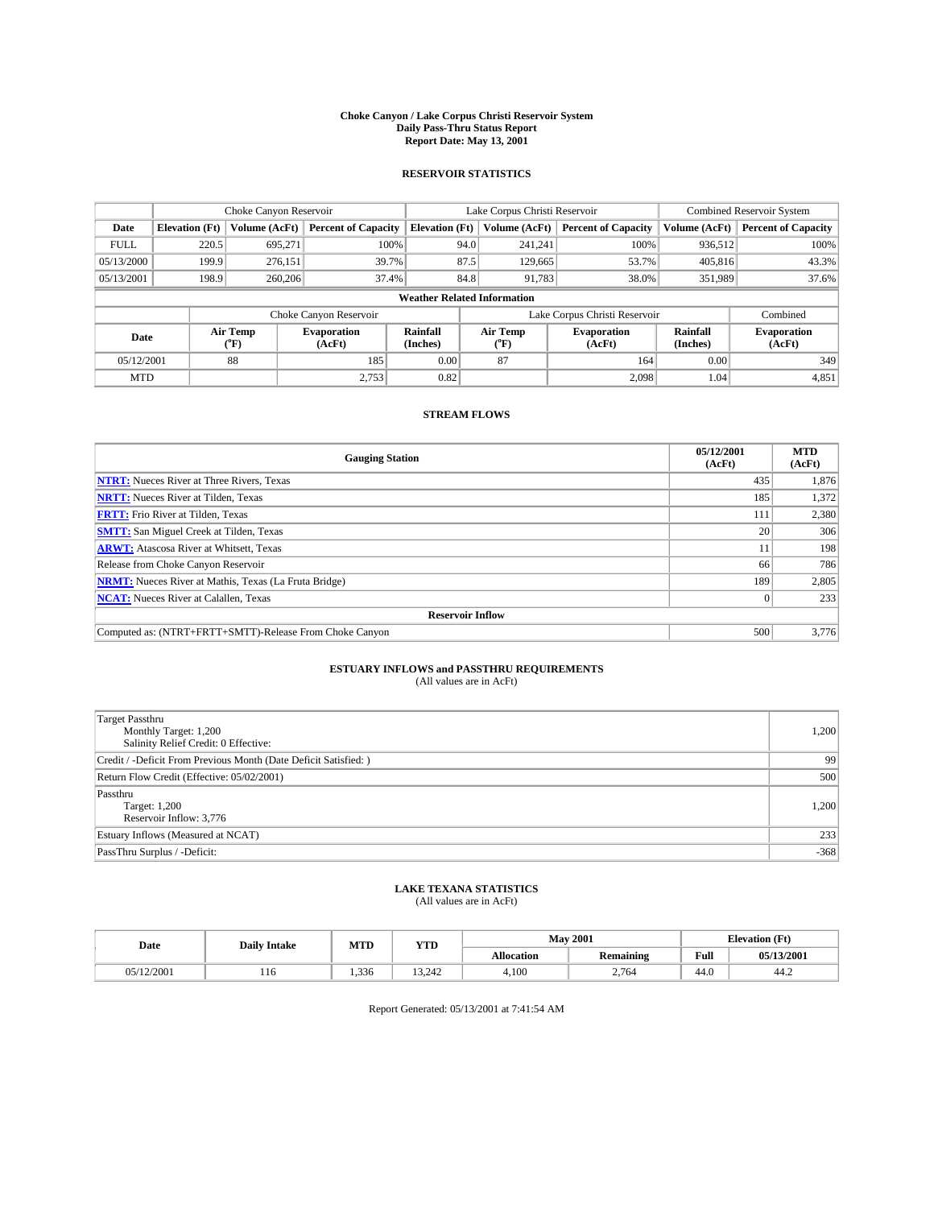# Choke Canyon / Lake Corpus Christi Reservoir System
## Daily Pass-Thru Status Report
### Report Date: May 13, 2001

## RESERVOIR STATISTICS

| | Choke Canyon Reservoir | | | Lake Corpus Christi Reservoir | | | Combined Reservoir System | |
|---|---|---|---|---|---|---|---|---|
| Date | Elevation (Ft) | Volume (AcFt) | Percent of Capacity | Elevation (Ft) | Volume (AcFt) | Percent of Capacity | Volume (AcFt) | Percent of Capacity |
| FULL | 220.5 | 695,271 | 100% | 94.0 | 241,241 | 100% | 936,512 | 100% |
| 05/13/2000 | 199.9 | 276,151 | 39.7% | 87.5 | 129,665 | 53.7% | 405,816 | 43.3% |
| 05/13/2001 | 198.9 | 260,206 | 37.4% | 84.8 | 91,783 | 38.0% | 351,989 | 37.6% |

**Weather Related Information**

| | Choke Canyon Reservoir | | | Lake Corpus Christi Reservoir | | | Combined |
|---|---|---|---|---|---|---|---|
| Date | Air Temp (°F) | Evaporation (AcFt) | Rainfall (Inches) | Air Temp (°F) | Evaporation (AcFt) | Rainfall (Inches) | Evaporation (AcFt) |
| 05/12/2001 | 88 | 185 | 0.00 | 87 | 164 | 0.00 | 349 |
| MTD | | 2,753 | 0.82 | | 2,098 | 1.04 | 4,851 |

## STREAM FLOWS

| Gauging Station | 05/12/2001 (AcFt) | MTD (AcFt) |
|---|---|---|
| **NTRT:** Nueces River at Three Rivers, Texas | 435 | 1,876 |
| **NRTT:** Nueces River at Tilden, Texas | 185 | 1,372 |
| **FRTT:** Frio River at Tilden, Texas | 111 | 2,380 |
| **SMTT:** San Miguel Creek at Tilden, Texas | 20 | 306 |
| **ARWT:** Atascosa River at Whitsett, Texas | 11 | 198 |
| Release from Choke Canyon Reservoir | 66 | 786 |
| **NRMT:** Nueces River at Mathis, Texas (La Fruta Bridge) | 189 | 2,805 |
| **NCAT:** Nueces River at Calallen, Texas | 0 | 233 |
| **Reservoir Inflow** | | |
| Computed as: (NTRT+FRTT+SMTT)-Release From Choke Canyon | 500 | 3,776 |

## ESTUARY INFLOWS and PASSTHRU REQUIREMENTS
(All values are in AcFt)

| | |
|---|---|
| Target Passthru<br>Monthly Target: 1,200<br>Salinity Relief Credit: 0 Effective: | 1,200 |
| Credit / -Deficit From Previous Month (Date Deficit Satisfied: ) | 99 |
| Return Flow Credit (Effective: 05/02/2001) | 500 |
| Passthru<br>Target: 1,200<br>Reservoir Inflow: 3,776 | 1,200 |
| Estuary Inflows (Measured at NCAT) | 233 |
| PassThru Surplus / -Deficit: | -368 |

## LAKE TEXANA STATISTICS
(All values are in AcFt)

| Date | Daily Intake | MTD | YTD | May 2001 | | Elevation (Ft) | |
|---|---|---|---|---|---|---|---|
| | | | | Allocation | Remaining | Full | 05/13/2001 |
| 05/12/2001 | 116 | 1,336 | 13,242 | 4,100 | 2,764 | 44.0 | 44.2 |

Report Generated: 05/13/2001 at 7:41:54 AM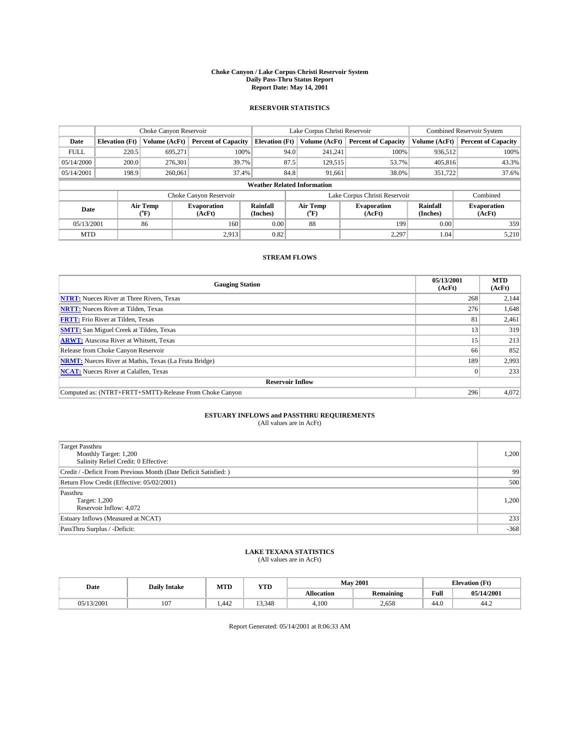# Choke Canyon / Lake Corpus Christi Reservoir System
## Daily Pass-Thru Status Report
## Report Date: May 14, 2001

### RESERVOIR STATISTICS

| | Choke Canyon Reservoir | | | Lake Corpus Christi Reservoir | | | Combined Reservoir System | |
|---|---|---|---|---|---|---|---|---|
| Date | Elevation (Ft) | Volume (AcFt) | Percent of Capacity | Elevation (Ft) | Volume (AcFt) | Percent of Capacity | Volume (AcFt) | Percent of Capacity |
| FULL | 220.5 | 695,271 | 100% | 94.0 | 241,241 | 100% | 936,512 | 100% |
| 05/14/2000 | 200.0 | 276,301 | 39.7% | 87.5 | 129,515 | 53.7% | 405,816 | 43.3% |
| 05/14/2001 | 198.9 | 260,061 | 37.4% | 84.8 | 91,661 | 38.0% | 351,722 | 37.6% |

**Weather Related Information**

| | Choke Canyon Reservoir | | | Lake Corpus Christi Reservoir | | | Combined |
|---|---|---|---|---|---|---|---|
| Date | Air Temp (°F) | Evaporation (AcFt) | Rainfall (Inches) | Air Temp (°F) | Evaporation (AcFt) | Rainfall (Inches) | Evaporation (AcFt) |
| 05/13/2001 | 86 | 160 | 0.00 | 88 | 199 | 0.00 | 359 |
| MTD | | 2,913 | 0.82 | | 2,297 | 1.04 | 5,210 |

### STREAM FLOWS

| Gauging Station | 05/13/2001 (AcFt) | MTD (AcFt) |
|---|---|---|
| **NTRT:** Nueces River at Three Rivers, Texas | 268 | 2,144 |
| **NRTT:** Nueces River at Tilden, Texas | 276 | 1,648 |
| **FRTT:** Frio River at Tilden, Texas | 81 | 2,461 |
| **SMTT:** San Miguel Creek at Tilden, Texas | 13 | 319 |
| **ARWT:** Atascosa River at Whitsett, Texas | 15 | 213 |
| Release from Choke Canyon Reservoir | 66 | 852 |
| **NRMT:** Nueces River at Mathis, Texas (La Fruta Bridge) | 189 | 2,993 |
| **NCAT:** Nueces River at Calallen, Texas | 0 | 233 |
| **Reservoir Inflow** | | |
| Computed as: (NTRT+FRTT+SMTT)-Release From Choke Canyon | 296 | 4,072 |

### ESTUARY INFLOWS and PASSTHRU REQUIREMENTS
(All values are in AcFt)

| | |
|---|---|
| Target Passthru<br>Monthly Target: 1,200<br>Salinity Relief Credit: 0 Effective: | 1,200 |
| Credit / -Deficit From Previous Month (Date Deficit Satisfied: ) | 99 |
| Return Flow Credit (Effective: 05/02/2001) | 500 |
| Passthru<br>Target: 1,200<br>Reservoir Inflow: 4,072 | 1,200 |
| Estuary Inflows (Measured at NCAT) | 233 |
| PassThru Surplus / -Deficit: | -368 |

### LAKE TEXANA STATISTICS
(All values are in AcFt)

| Date | Daily Intake | MTD | YTD | May 2001 | | Elevation (Ft) | |
|---|---|---|---|---|---|---|---|
| | | | | Allocation | Remaining | Full | 05/14/2001 |
| 05/13/2001 | 107 | 1,442 | 13,348 | 4,100 | 2,658 | 44.0 | 44.2 |

Report Generated: 05/14/2001 at 8:06:33 AM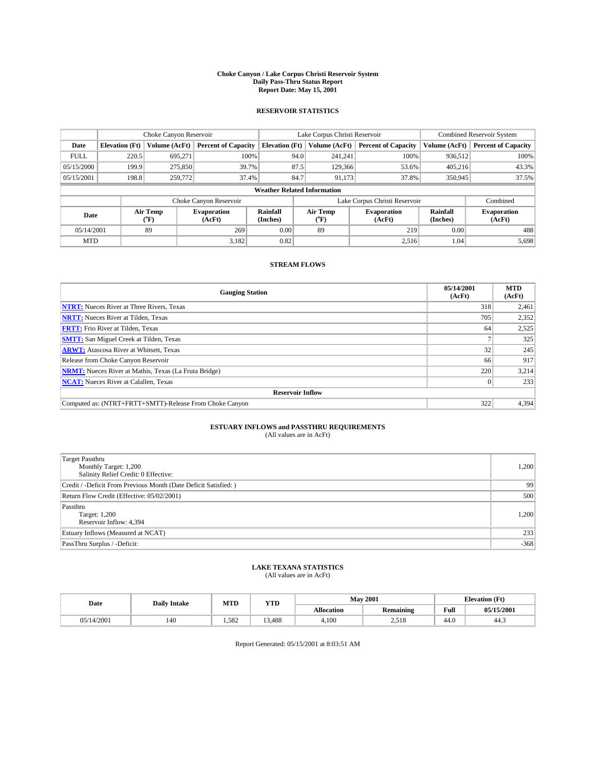**Choke Canyon / Lake Corpus Christi Reservoir System**
**Daily Pass-Thru Status Report**
**Report Date: May 15, 2001**

## RESERVOIR STATISTICS

| | Choke Canyon Reservoir | | | Lake Corpus Christi Reservoir | | | Combined Reservoir System | |
|---|---|---|---|---|---|---|---|---|
| Date | Elevation (Ft) | Volume (AcFt) | Percent of Capacity | Elevation (Ft) | Volume (AcFt) | Percent of Capacity | Volume (AcFt) | Percent of Capacity |
| FULL | 220.5 | 695,271 | 100% | 94.0 | 241,241 | 100% | 936,512 | 100% |
| 05/15/2000 | 199.9 | 275,850 | 39.7% | 87.5 | 129,366 | 53.6% | 405,216 | 43.3% |
| 05/15/2001 | 198.8 | 259,772 | 37.4% | 84.7 | 91,173 | 37.8% | 350,945 | 37.5% |

**Weather Related Information**

| | Choke Canyon Reservoir | | | Lake Corpus Christi Reservoir | | | Combined |
|---|---|---|---|---|---|---|---|
| Date | Air Temp (°F) | Evaporation (AcFt) | Rainfall (Inches) | Air Temp (°F) | Evaporation (AcFt) | Rainfall (Inches) | Evaporation (AcFt) |
| 05/14/2001 | 89 | 269 | 0.00 | 89 | 219 | 0.00 | 488 |
| MTD | | 3,182 | 0.82 | | 2,516 | 1.04 | 5,698 |

## STREAM FLOWS

| Gauging Station | 05/14/2001 (AcFt) | MTD (AcFt) |
|---|---|---|
| **NTRT:** Nueces River at Three Rivers, Texas | 318 | 2,461 |
| **NRTT:** Nueces River at Tilden, Texas | 705 | 2,352 |
| **FRTT:** Frio River at Tilden, Texas | 64 | 2,525 |
| **SMTT:** San Miguel Creek at Tilden, Texas | 7 | 325 |
| **ARWT:** Atascosa River at Whitsett, Texas | 32 | 245 |
| Release from Choke Canyon Reservoir | 66 | 917 |
| **NRMT:** Nueces River at Mathis, Texas (La Fruta Bridge) | 220 | 3,214 |
| **NCAT:** Nueces River at Calallen, Texas | 0 | 233 |
| **Reservoir Inflow** | | |
| Computed as: (NTRT+FRTT+SMTT)-Release From Choke Canyon | 322 | 4,394 |

## ESTUARY INFLOWS and PASSTHRU REQUIREMENTS
(All values are in AcFt)

| | |
|---|---|
| Target Passthru<br>Monthly Target: 1,200<br>Salinity Relief Credit: 0 Effective: | 1,200 |
| Credit / -Deficit From Previous Month (Date Deficit Satisfied: ) | 99 |
| Return Flow Credit (Effective: 05/02/2001) | 500 |
| Passthru<br>Target: 1,200<br>Reservoir Inflow: 4,394 | 1,200 |
| Estuary Inflows (Measured at NCAT) | 233 |
| PassThru Surplus / -Deficit: | -368 |

## LAKE TEXANA STATISTICS
(All values are in AcFt)

| Date | Daily Intake | MTD | YTD | May 2001 | | Elevation (Ft) | |
|---|---|---|---|---|---|---|---|
| | | | | Allocation | Remaining | Full | 05/15/2001 |
| 05/14/2001 | 140 | 1,582 | 13,488 | 4,100 | 2,518 | 44.0 | 44.3 |

Report Generated: 05/15/2001 at 8:03:51 AM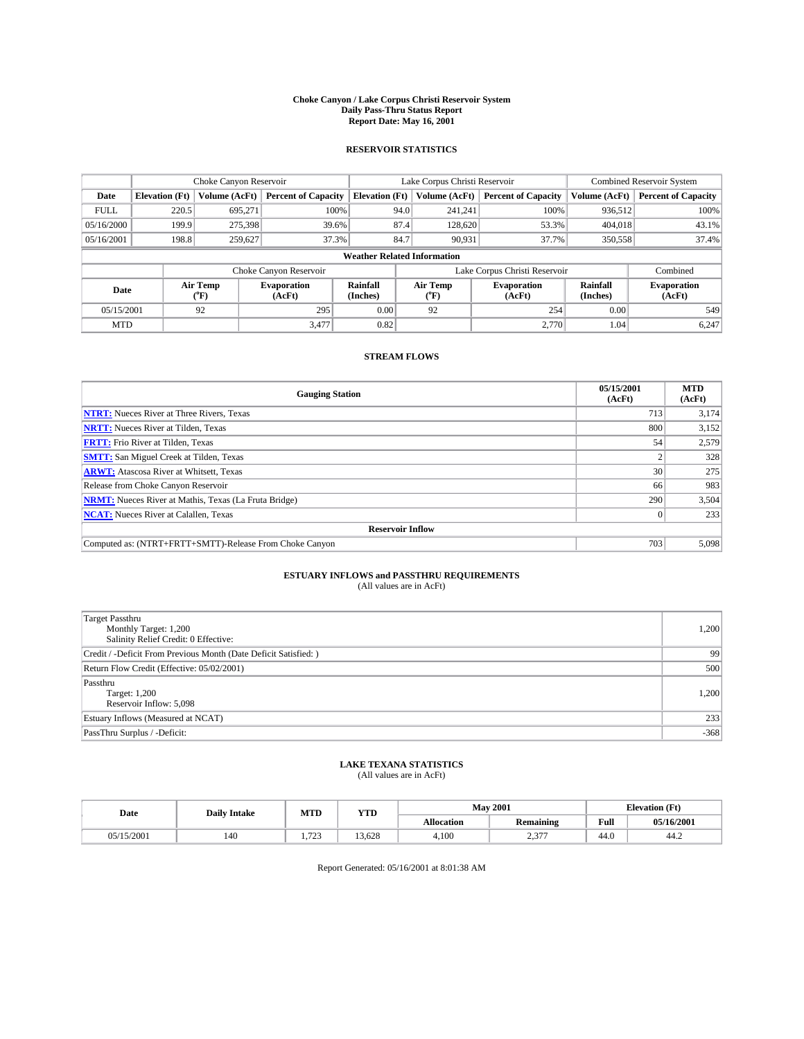# Choke Canyon / Lake Corpus Christi Reservoir System
## Daily Pass-Thru Status Report
### Report Date: May 16, 2001

## RESERVOIR STATISTICS

| | Choke Canyon Reservoir | | | Lake Corpus Christi Reservoir | | | Combined Reservoir System | |
|---|---|---|---|---|---|---|---|---|
| Date | Elevation (Ft) | Volume (AcFt) | Percent of Capacity | Elevation (Ft) | Volume (AcFt) | Percent of Capacity | Volume (AcFt) | Percent of Capacity |
| FULL | 220.5 | 695,271 | 100% | 94.0 | 241,241 | 100% | 936,512 | 100% |
| 05/16/2000 | 199.9 | 275,398 | 39.6% | 87.4 | 128,620 | 53.3% | 404,018 | 43.1% |
| 05/16/2001 | 198.8 | 259,627 | 37.3% | 84.7 | 90,931 | 37.7% | 350,558 | 37.4% |

**Weather Related Information**

| | Choke Canyon Reservoir | | | Lake Corpus Christi Reservoir | | | Combined |
|---|---|---|---|---|---|---|---|
| Date | Air Temp (°F) | Evaporation (AcFt) | Rainfall (Inches) | Air Temp (°F) | Evaporation (AcFt) | Rainfall (Inches) | Evaporation (AcFt) |
| 05/15/2001 | 92 | 295 | 0.00 | 92 | 254 | 0.00 | 549 |
| MTD | | 3,477 | 0.82 | | 2,770 | 1.04 | 6,247 |

## STREAM FLOWS

| Gauging Station | 05/15/2001 (AcFt) | MTD (AcFt) |
|---|---|---|
| NTRT: Nueces River at Three Rivers, Texas | 713 | 3,174 |
| NRTT: Nueces River at Tilden, Texas | 800 | 3,152 |
| FRTT: Frio River at Tilden, Texas | 54 | 2,579 |
| SMTT: San Miguel Creek at Tilden, Texas | 2 | 328 |
| ARWT: Atascosa River at Whitsett, Texas | 30 | 275 |
| Release from Choke Canyon Reservoir | 66 | 983 |
| NRMT: Nueces River at Mathis, Texas (La Fruta Bridge) | 290 | 3,504 |
| NCAT: Nueces River at Calallen, Texas | 0 | 233 |
| **Reservoir Inflow** | | |
| Computed as: (NTRT+FRTT+SMTT)-Release From Choke Canyon | 703 | 5,098 |

## ESTUARY INFLOWS and PASSTHRU REQUIREMENTS
(All values are in AcFt)

| | |
|---|---|
| Target Passthru<br>Monthly Target: 1,200<br>Salinity Relief Credit: 0 Effective: | 1,200 |
| Credit / -Deficit From Previous Month (Date Deficit Satisfied: ) | 99 |
| Return Flow Credit (Effective: 05/02/2001) | 500 |
| Passthru<br>Target: 1,200<br>Reservoir Inflow: 5,098 | 1,200 |
| Estuary Inflows (Measured at NCAT) | 233 |
| PassThru Surplus / -Deficit: | -368 |

## LAKE TEXANA STATISTICS
(All values are in AcFt)

| Date | Daily Intake | MTD | YTD | May 2001 | | Elevation (Ft) | |
|---|---|---|---|---|---|---|---|
| | | | | Allocation | Remaining | Full | 05/16/2001 |
| 05/15/2001 | 140 | 1,723 | 13,628 | 4,100 | 2,377 | 44.0 | 44.2 |

Report Generated: 05/16/2001 at 8:01:38 AM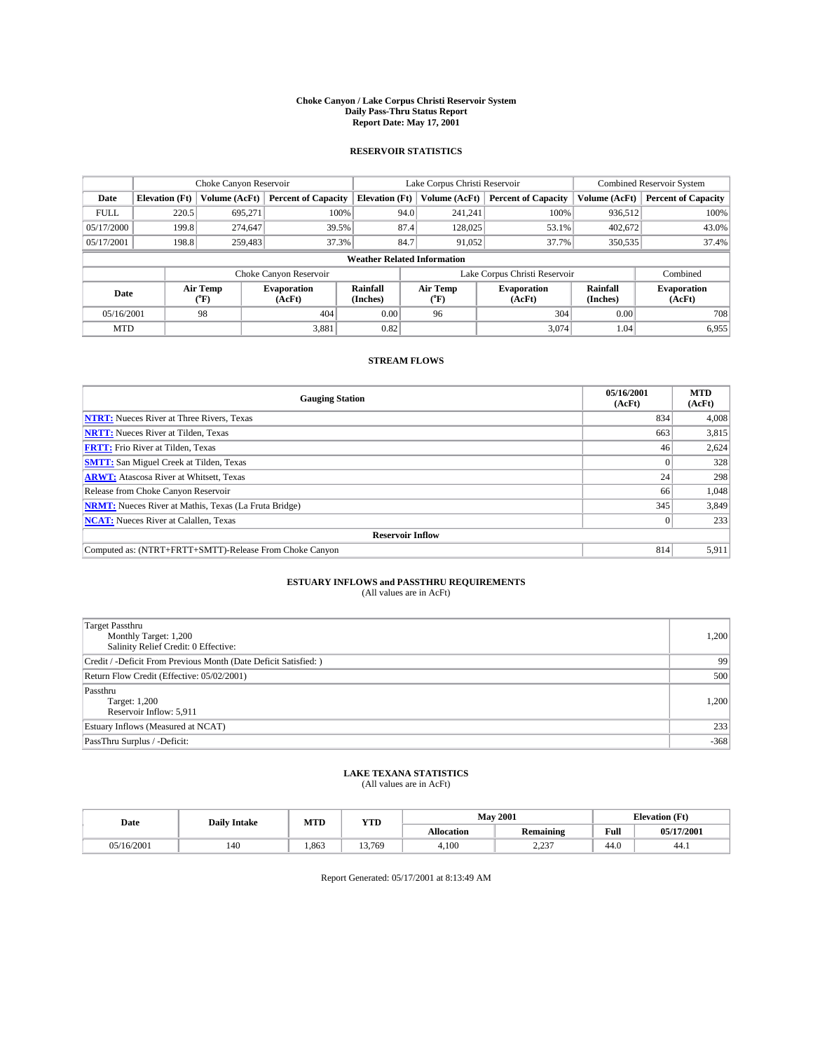# Choke Canyon / Lake Corpus Christi Reservoir System
## Daily Pass-Thru Status Report
### Report Date: May 17, 2001

## RESERVOIR STATISTICS

| | Choke Canyon Reservoir | | | Lake Corpus Christi Reservoir | | | Combined Reservoir System | |
|---|---|---|---|---|---|---|---|---|
| Date | Elevation (Ft) | Volume (AcFt) | Percent of Capacity | Elevation (Ft) | Volume (AcFt) | Percent of Capacity | Volume (AcFt) | Percent of Capacity |
| FULL | 220.5 | 695,271 | 100% | 94.0 | 241,241 | 100% | 936,512 | 100% |
| 05/17/2000 | 199.8 | 274,647 | 39.5% | 87.4 | 128,025 | 53.1% | 402,672 | 43.0% |
| 05/17/2001 | 198.8 | 259,483 | 37.3% | 84.7 | 91,052 | 37.7% | 350,535 | 37.4% |

**Weather Related Information**

| | Choke Canyon Reservoir | | | Lake Corpus Christi Reservoir | | | Combined |
|---|---|---|---|---|---|---|---|
| Date | Air Temp (°F) | Evaporation (AcFt) | Rainfall (Inches) | Air Temp (°F) | Evaporation (AcFt) | Rainfall (Inches) | Evaporation (AcFt) |
| 05/16/2001 | 98 | 404 | 0.00 | 96 | 304 | 0.00 | 708 |
| MTD | | 3,881 | 0.82 | | 3,074 | 1.04 | 6,955 |

## STREAM FLOWS

| Gauging Station | 05/16/2001 (AcFt) | MTD (AcFt) |
|---|---|---|
| **NTRT:** Nueces River at Three Rivers, Texas | 834 | 4,008 |
| **NRTT:** Nueces River at Tilden, Texas | 663 | 3,815 |
| **FRTT:** Frio River at Tilden, Texas | 46 | 2,624 |
| **SMTT:** San Miguel Creek at Tilden, Texas | 0 | 328 |
| **ARWT:** Atascosa River at Whitsett, Texas | 24 | 298 |
| Release from Choke Canyon Reservoir | 66 | 1,048 |
| **NRMT:** Nueces River at Mathis, Texas (La Fruta Bridge) | 345 | 3,849 |
| **NCAT:** Nueces River at Calallen, Texas | 0 | 233 |
| **Reservoir Inflow** | | |
| Computed as: (NTRT+FRTT+SMTT)-Release From Choke Canyon | 814 | 5,911 |

## ESTUARY INFLOWS and PASSTHRU REQUIREMENTS
(All values are in AcFt)

| | |
|---|---|
| Target Passthru<br>Monthly Target: 1,200<br>Salinity Relief Credit: 0 Effective: | 1,200 |
| Credit / -Deficit From Previous Month (Date Deficit Satisfied: ) | 99 |
| Return Flow Credit (Effective: 05/02/2001) | 500 |
| Passthru<br>Target: 1,200<br>Reservoir Inflow: 5,911 | 1,200 |
| Estuary Inflows (Measured at NCAT) | 233 |
| PassThru Surplus / -Deficit: | -368 |

## LAKE TEXANA STATISTICS
(All values are in AcFt)

| Date | Daily Intake | MTD | YTD | May 2001 | | Elevation (Ft) | |
|---|---|---|---|---|---|---|---|
| | | | | Allocation | Remaining | Full | 05/17/2001 |
| 05/16/2001 | 140 | 1,863 | 13,769 | 4,100 | 2,237 | 44.0 | 44.1 |

Report Generated: 05/17/2001 at 8:13:49 AM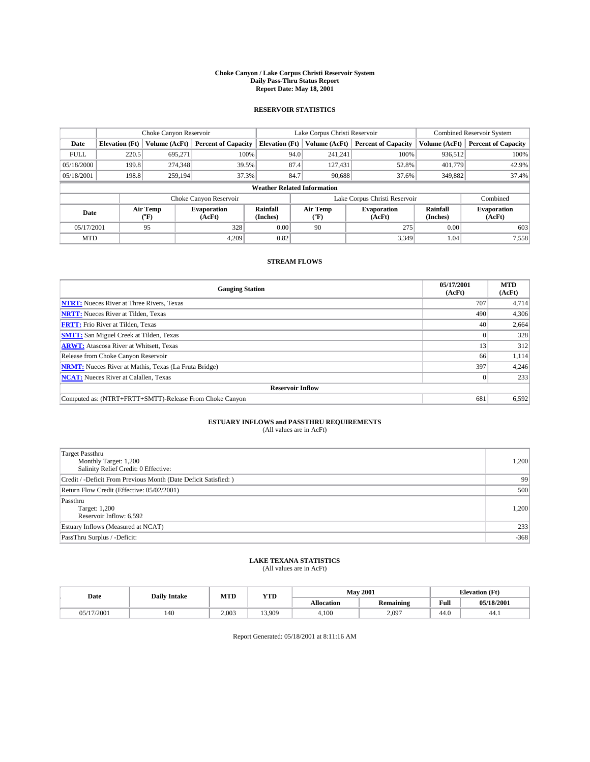# Choke Canyon / Lake Corpus Christi Reservoir System
## Daily Pass-Thru Status Report
### Report Date: May 18, 2001

## RESERVOIR STATISTICS

| | Choke Canyon Reservoir | | | Lake Corpus Christi Reservoir | | | Combined Reservoir System | |
|---|---|---|---|---|---|---|---|---|
| Date | Elevation (Ft) | Volume (AcFt) | Percent of Capacity | Elevation (Ft) | Volume (AcFt) | Percent of Capacity | Volume (AcFt) | Percent of Capacity |
| FULL | 220.5 | 695,271 | 100% | 94.0 | 241,241 | 100% | 936,512 | 100% |
| 05/18/2000 | 199.8 | 274,348 | 39.5% | 87.4 | 127,431 | 52.8% | 401,779 | 42.9% |
| 05/18/2001 | 198.8 | 259,194 | 37.3% | 84.7 | 90,688 | 37.6% | 349,882 | 37.4% |

**Weather Related Information**

| | Choke Canyon Reservoir | | | Lake Corpus Christi Reservoir | | | Combined |
|---|---|---|---|---|---|---|---|
| Date | Air Temp (°F) | Evaporation (AcFt) | Rainfall (Inches) | Air Temp (°F) | Evaporation (AcFt) | Rainfall (Inches) | Evaporation (AcFt) |
| 05/17/2001 | 95 | 328 | 0.00 | 90 | 275 | 0.00 | 603 |
| MTD | | 4,209 | 0.82 | | 3,349 | 1.04 | 7,558 |

## STREAM FLOWS

| Gauging Station | 05/17/2001 (AcFt) | MTD (AcFt) |
|---|---|---|
| **NTRT:** Nueces River at Three Rivers, Texas | 707 | 4,714 |
| **NRTT:** Nueces River at Tilden, Texas | 490 | 4,306 |
| **FRTT:** Frio River at Tilden, Texas | 40 | 2,664 |
| **SMTT:** San Miguel Creek at Tilden, Texas | 0 | 328 |
| **ARWT:** Atascosa River at Whitsett, Texas | 13 | 312 |
| Release from Choke Canyon Reservoir | 66 | 1,114 |
| **NRMT:** Nueces River at Mathis, Texas (La Fruta Bridge) | 397 | 4,246 |
| **NCAT:** Nueces River at Calallen, Texas | 0 | 233 |
| **Reservoir Inflow** | | |
| Computed as: (NTRT+FRTT+SMTT)-Release From Choke Canyon | 681 | 6,592 |

## ESTUARY INFLOWS and PASSTHRU REQUIREMENTS
(All values are in AcFt)

| | |
|---|---|
| Target Passthru<br>Monthly Target: 1,200<br>Salinity Relief Credit: 0 Effective: | 1,200 |
| Credit / -Deficit From Previous Month (Date Deficit Satisfied: ) | 99 |
| Return Flow Credit (Effective: 05/02/2001) | 500 |
| Passthru<br>Target: 1,200<br>Reservoir Inflow: 6,592 | 1,200 |
| Estuary Inflows (Measured at NCAT) | 233 |
| PassThru Surplus / -Deficit: | -368 |

## LAKE TEXANA STATISTICS
(All values are in AcFt)

| Date | Daily Intake | MTD | YTD | May 2001 | | Elevation (Ft) | |
|---|---|---|---|---|---|---|---|
| | | | | Allocation | Remaining | Full | 05/18/2001 |
| 05/17/2001 | 140 | 2,003 | 13,909 | 4,100 | 2,097 | 44.0 | 44.1 |

Report Generated: 05/18/2001 at 8:11:16 AM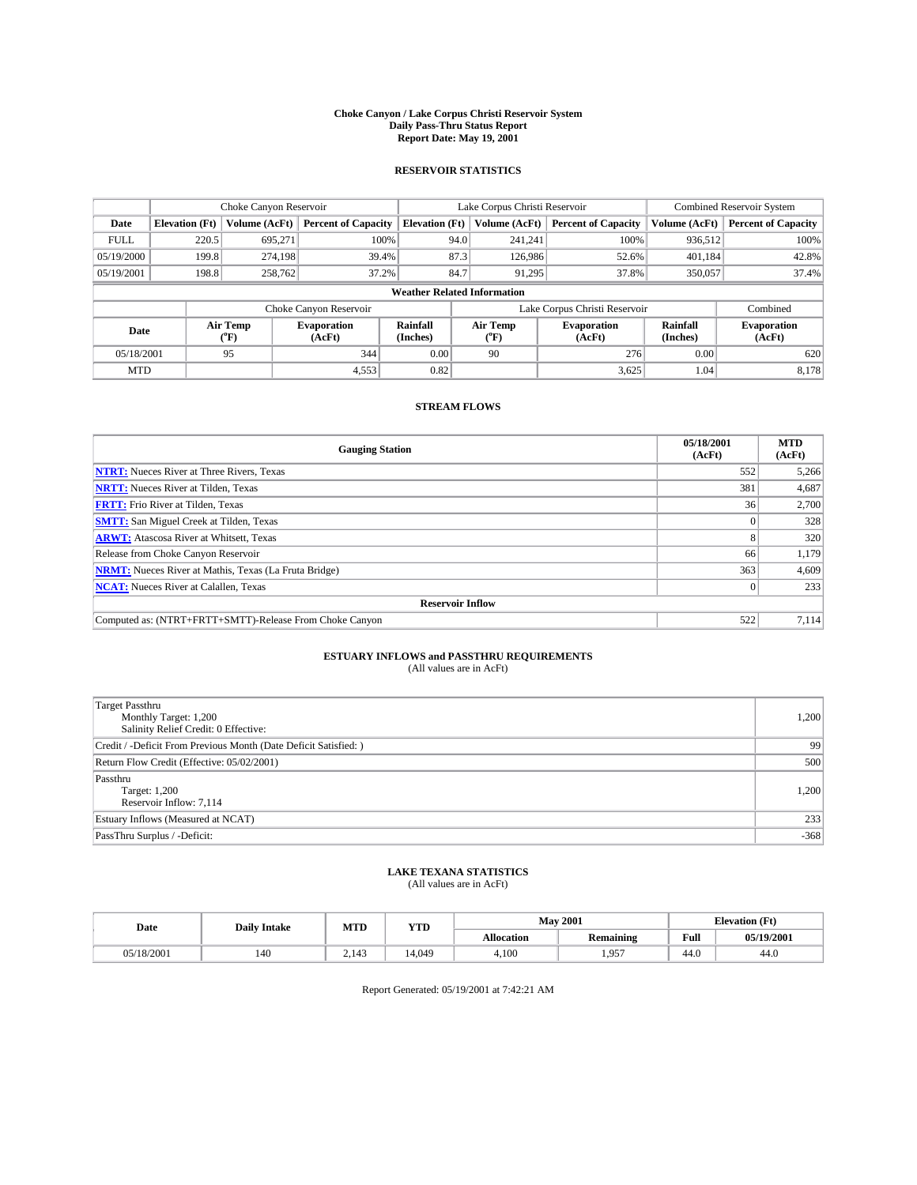# Choke Canyon / Lake Corpus Christi Reservoir System
## Daily Pass-Thru Status Report
## Report Date: May 19, 2001

### RESERVOIR STATISTICS

| | Choke Canyon Reservoir | | | Lake Corpus Christi Reservoir | | | Combined Reservoir System | |
|---|---|---|---|---|---|---|---|---|
| Date | Elevation (Ft) | Volume (AcFt) | Percent of Capacity | Elevation (Ft) | Volume (AcFt) | Percent of Capacity | Volume (AcFt) | Percent of Capacity |
| FULL | 220.5 | 695,271 | 100% | 94.0 | 241,241 | 100% | 936,512 | 100% |
| 05/19/2000 | 199.8 | 274,198 | 39.4% | 87.3 | 126,986 | 52.6% | 401,184 | 42.8% |
| 05/19/2001 | 198.8 | 258,762 | 37.2% | 84.7 | 91,295 | 37.8% | 350,057 | 37.4% |

**Weather Related Information**

| | Choke Canyon Reservoir | | | Lake Corpus Christi Reservoir | | | Combined |
|---|---|---|---|---|---|---|---|
| Date | Air Temp (°F) | Evaporation (AcFt) | Rainfall (Inches) | Air Temp (°F) | Evaporation (AcFt) | Rainfall (Inches) | Evaporation (AcFt) |
| 05/18/2001 | 95 | 344 | 0.00 | 90 | 276 | 0.00 | 620 |
| MTD | | 4,553 | 0.82 | | 3,625 | 1.04 | 8,178 |

### STREAM FLOWS

| Gauging Station | 05/18/2001 (AcFt) | MTD (AcFt) |
|---|---|---|
| NTRT: Nueces River at Three Rivers, Texas | 552 | 5,266 |
| NRTT: Nueces River at Tilden, Texas | 381 | 4,687 |
| FRTT: Frio River at Tilden, Texas | 36 | 2,700 |
| SMTT: San Miguel Creek at Tilden, Texas | 0 | 328 |
| ARWT: Atascosa River at Whitsett, Texas | 8 | 320 |
| Release from Choke Canyon Reservoir | 66 | 1,179 |
| NRMT: Nueces River at Mathis, Texas (La Fruta Bridge) | 363 | 4,609 |
| NCAT: Nueces River at Calallen, Texas | 0 | 233 |
| **Reservoir Inflow** | | |
| Computed as: (NTRT+FRTT+SMTT)-Release From Choke Canyon | 522 | 7,114 |

### ESTUARY INFLOWS and PASSTHRU REQUIREMENTS
(All values are in AcFt)

| | |
|---|---|
| Target Passthru<br>Monthly Target: 1,200<br>Salinity Relief Credit: 0 Effective: | 1,200 |
| Credit / -Deficit From Previous Month (Date Deficit Satisfied: ) | 99 |
| Return Flow Credit (Effective: 05/02/2001) | 500 |
| Passthru<br>Target: 1,200<br>Reservoir Inflow: 7,114 | 1,200 |
| Estuary Inflows (Measured at NCAT) | 233 |
| PassThru Surplus / -Deficit: | -368 |

### LAKE TEXANA STATISTICS
(All values are in AcFt)

| Date | Daily Intake | MTD | YTD | May 2001 | | Elevation (Ft) | |
|---|---|---|---|---|---|---|---|
| | | | | Allocation | Remaining | Full | 05/19/2001 |
| 05/18/2001 | 140 | 2,143 | 14,049 | 4,100 | 1,957 | 44.0 | 44.0 |

Report Generated: 05/19/2001 at 7:42:21 AM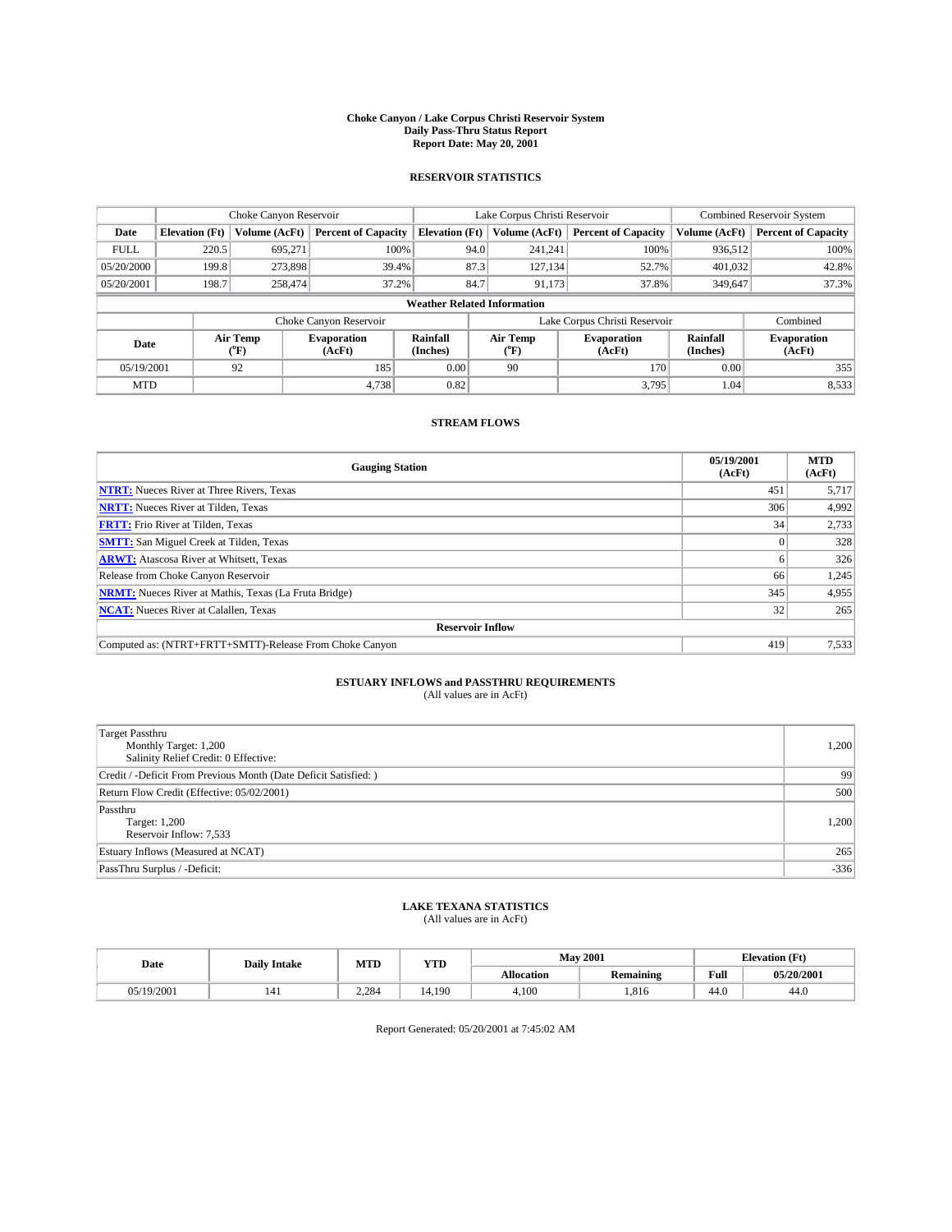# Choke Canyon / Lake Corpus Christi Reservoir System
## Daily Pass-Thru Status Report
### Report Date: May 20, 2001

## RESERVOIR STATISTICS

| | Choke Canyon Reservoir | | | Lake Corpus Christi Reservoir | | | Combined Reservoir System | |
|---|---|---|---|---|---|---|---|---|
| Date | Elevation (Ft) | Volume (AcFt) | Percent of Capacity | Elevation (Ft) | Volume (AcFt) | Percent of Capacity | Volume (AcFt) | Percent of Capacity |
| FULL | 220.5 | 695,271 | 100% | 94.0 | 241,241 | 100% | 936,512 | 100% |
| 05/20/2000 | 199.8 | 273,898 | 39.4% | 87.3 | 127,134 | 52.7% | 401,032 | 42.8% |
| 05/20/2001 | 198.7 | 258,474 | 37.2% | 84.7 | 91,173 | 37.8% | 349,647 | 37.3% |

**Weather Related Information**

| | Choke Canyon Reservoir | | | Lake Corpus Christi Reservoir | | | Combined |
|---|---|---|---|---|---|---|---|
| Date | Air Temp (°F) | Evaporation (AcFt) | Rainfall (Inches) | Air Temp (°F) | Evaporation (AcFt) | Rainfall (Inches) | Evaporation (AcFt) |
| 05/19/2001 | 92 | 185 | 0.00 | 90 | 170 | 0.00 | 355 |
| MTD | | 4,738 | 0.82 | | 3,795 | 1.04 | 8,533 |

## STREAM FLOWS

| Gauging Station | 05/19/2001 (AcFt) | MTD (AcFt) |
|---|---|---|
| NTRT: Nueces River at Three Rivers, Texas | 451 | 5,717 |
| NRTT: Nueces River at Tilden, Texas | 306 | 4,992 |
| FRTT: Frio River at Tilden, Texas | 34 | 2,733 |
| SMTT: San Miguel Creek at Tilden, Texas | 0 | 328 |
| ARWT: Atascosa River at Whitsett, Texas | 6 | 326 |
| Release from Choke Canyon Reservoir | 66 | 1,245 |
| NRMT: Nueces River at Mathis, Texas (La Fruta Bridge) | 345 | 4,955 |
| NCAT: Nueces River at Calallen, Texas | 32 | 265 |
| **Reservoir Inflow** | | |
| Computed as: (NTRT+FRTT+SMTT)-Release From Choke Canyon | 419 | 7,533 |

## ESTUARY INFLOWS and PASSTHRU REQUIREMENTS
(All values are in AcFt)

| | |
|---|---|
| Target Passthru<br>Monthly Target: 1,200<br>Salinity Relief Credit: 0 Effective: | 1,200 |
| Credit / -Deficit From Previous Month (Date Deficit Satisfied: ) | 99 |
| Return Flow Credit (Effective: 05/02/2001) | 500 |
| Passthru<br>Target: 1,200<br>Reservoir Inflow: 7,533 | 1,200 |
| Estuary Inflows (Measured at NCAT) | 265 |
| PassThru Surplus / -Deficit: | -336 |

## LAKE TEXANA STATISTICS
(All values are in AcFt)

| Date | Daily Intake | MTD | YTD | May 2001 | | Elevation (Ft) | |
|---|---|---|---|---|---|---|---|
| | | | | Allocation | Remaining | Full | 05/20/2001 |
| 05/19/2001 | 141 | 2,284 | 14,190 | 4,100 | 1,816 | 44.0 | 44.0 |

Report Generated: 05/20/2001 at 7:45:02 AM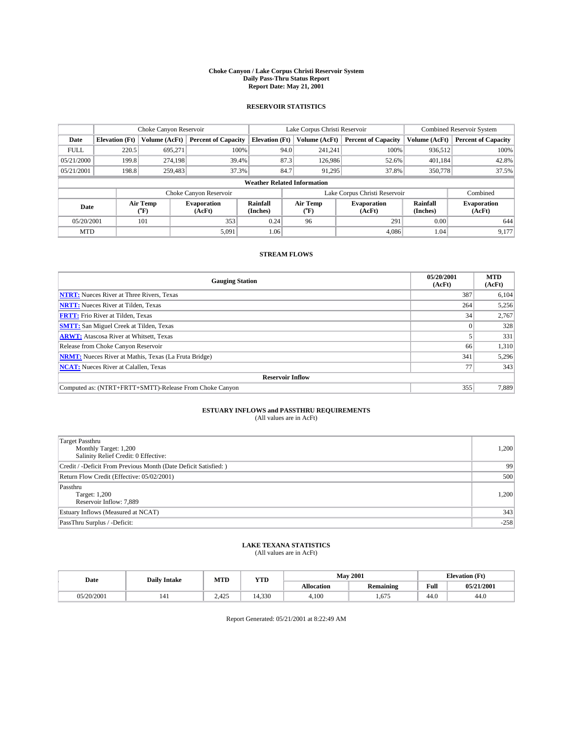# Choke Canyon / Lake Corpus Christi Reservoir System
## Daily Pass-Thru Status Report
### Report Date: May 21, 2001

## RESERVOIR STATISTICS

| | Choke Canyon Reservoir | | | Lake Corpus Christi Reservoir | | | Combined Reservoir System | |
|---|---|---|---|---|---|---|---|---|
| Date | Elevation (Ft) | Volume (AcFt) | Percent of Capacity | Elevation (Ft) | Volume (AcFt) | Percent of Capacity | Volume (AcFt) | Percent of Capacity |
| FULL | 220.5 | 695,271 | 100% | 94.0 | 241,241 | 100% | 936,512 | 100% |
| 05/21/2000 | 199.8 | 274,198 | 39.4% | 87.3 | 126,986 | 52.6% | 401,184 | 42.8% |
| 05/21/2001 | 198.8 | 259,483 | 37.3% | 84.7 | 91,295 | 37.8% | 350,778 | 37.5% |

**Weather Related Information**

| | Choke Canyon Reservoir | | | Lake Corpus Christi Reservoir | | | Combined |
|---|---|---|---|---|---|---|---|
| Date | Air Temp (°F) | Evaporation (AcFt) | Rainfall (Inches) | Air Temp (°F) | Evaporation (AcFt) | Rainfall (Inches) | Evaporation (AcFt) |
| 05/20/2001 | 101 | 353 | 0.24 | 96 | 291 | 0.00 | 644 |
| MTD | | 5,091 | 1.06 | | 4,086 | 1.04 | 9,177 |

## STREAM FLOWS

| Gauging Station | 05/20/2001 (AcFt) | MTD (AcFt) |
|---|---|---|
| NTRT: Nueces River at Three Rivers, Texas | 387 | 6,104 |
| NRTT: Nueces River at Tilden, Texas | 264 | 5,256 |
| FRTT: Frio River at Tilden, Texas | 34 | 2,767 |
| SMTT: San Miguel Creek at Tilden, Texas | 0 | 328 |
| ARWT: Atascosa River at Whitsett, Texas | 5 | 331 |
| Release from Choke Canyon Reservoir | 66 | 1,310 |
| NRMT: Nueces River at Mathis, Texas (La Fruta Bridge) | 341 | 5,296 |
| NCAT: Nueces River at Calallen, Texas | 77 | 343 |
| **Reservoir Inflow** | | |
| Computed as: (NTRT+FRTT+SMTT)-Release From Choke Canyon | 355 | 7,889 |

## ESTUARY INFLOWS and PASSTHRU REQUIREMENTS
(All values are in AcFt)

| | |
|---|---|
| Target Passthru<br>Monthly Target: 1,200<br>Salinity Relief Credit: 0 Effective: | 1,200 |
| Credit / -Deficit From Previous Month (Date Deficit Satisfied: ) | 99 |
| Return Flow Credit (Effective: 05/02/2001) | 500 |
| Passthru<br>Target: 1,200<br>Reservoir Inflow: 7,889 | 1,200 |
| Estuary Inflows (Measured at NCAT) | 343 |
| PassThru Surplus / -Deficit: | -258 |

## LAKE TEXANA STATISTICS
(All values are in AcFt)

| Date | Daily Intake | MTD | YTD | May 2001 | | Elevation (Ft) | |
|---|---|---|---|---|---|---|---|
| | | | | Allocation | Remaining | Full | 05/21/2001 |
| 05/20/2001 | 141 | 2,425 | 14,330 | 4,100 | 1,675 | 44.0 | 44.0 |

Report Generated: 05/21/2001 at 8:22:49 AM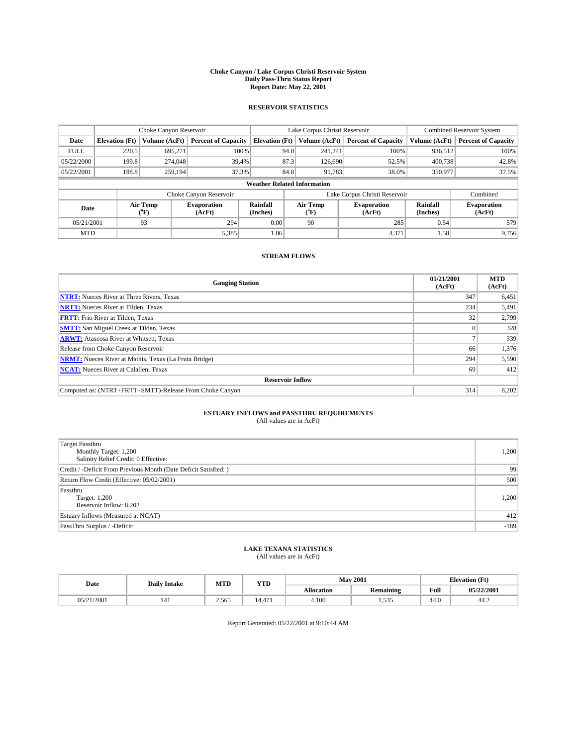**Choke Canyon / Lake Corpus Christi Reservoir System**
**Daily Pass-Thru Status Report**
**Report Date: May 22, 2001**

## RESERVOIR STATISTICS

| | Choke Canyon Reservoir | | | Lake Corpus Christi Reservoir | | | Combined Reservoir System | |
|---|---|---|---|---|---|---|---|---|
| Date | Elevation (Ft) | Volume (AcFt) | Percent of Capacity | Elevation (Ft) | Volume (AcFt) | Percent of Capacity | Volume (AcFt) | Percent of Capacity |
| FULL | 220.5 | 695,271 | 100% | 94.0 | 241,241 | 100% | 936,512 | 100% |
| 05/22/2000 | 199.8 | 274,048 | 39.4% | 87.3 | 126,690 | 52.5% | 400,738 | 42.8% |
| 05/22/2001 | 198.8 | 259,194 | 37.3% | 84.8 | 91,783 | 38.0% | 350,977 | 37.5% |

**Weather Related Information**

| | Choke Canyon Reservoir | | | Lake Corpus Christi Reservoir | | | Combined |
|---|---|---|---|---|---|---|---|
| Date | Air Temp (°F) | Evaporation (AcFt) | Rainfall (Inches) | Air Temp (°F) | Evaporation (AcFt) | Rainfall (Inches) | Evaporation (AcFt) |
| 05/21/2001 | 93 | 294 | 0.00 | 90 | 285 | 0.54 | 579 |
| MTD | | 5,385 | 1.06 | | 4,371 | 1.58 | 9,756 |

## STREAM FLOWS

| Gauging Station | 05/21/2001 (AcFt) | MTD (AcFt) |
|---|---|---|
| **NTRT:** Nueces River at Three Rivers, Texas | 347 | 6,451 |
| **NRTT:** Nueces River at Tilden, Texas | 234 | 5,491 |
| **FRTT:** Frio River at Tilden, Texas | 32 | 2,799 |
| **SMTT:** San Miguel Creek at Tilden, Texas | 0 | 328 |
| **ARWT:** Atascosa River at Whitsett, Texas | 7 | 339 |
| Release from Choke Canyon Reservoir | 66 | 1,376 |
| **NRMT:** Nueces River at Mathis, Texas (La Fruta Bridge) | 294 | 5,590 |
| **NCAT:** Nueces River at Calallen, Texas | 69 | 412 |
| **Reservoir Inflow** | | |
| Computed as: (NTRT+FRTT+SMTT)-Release From Choke Canyon | 314 | 8,202 |

## ESTUARY INFLOWS and PASSTHRU REQUIREMENTS
(All values are in AcFt)

| | |
|---|---|
| Target Passthru<br>Monthly Target: 1,200<br>Salinity Relief Credit: 0 Effective: | 1,200 |
| Credit / -Deficit From Previous Month (Date Deficit Satisfied: ) | 99 |
| Return Flow Credit (Effective: 05/02/2001) | 500 |
| Passthru<br>Target: 1,200<br>Reservoir Inflow: 8,202 | 1,200 |
| Estuary Inflows (Measured at NCAT) | 412 |
| PassThru Surplus / -Deficit: | -189 |

## LAKE TEXANA STATISTICS
(All values are in AcFt)

| Date | Daily Intake | MTD | YTD | May 2001 | | Elevation (Ft) | |
|---|---|---|---|---|---|---|---|
| | | | | Allocation | Remaining | Full | 05/22/2001 |
| 05/21/2001 | 141 | 2,565 | 14,471 | 4,100 | 1,535 | 44.0 | 44.2 |

Report Generated: 05/22/2001 at 9:10:44 AM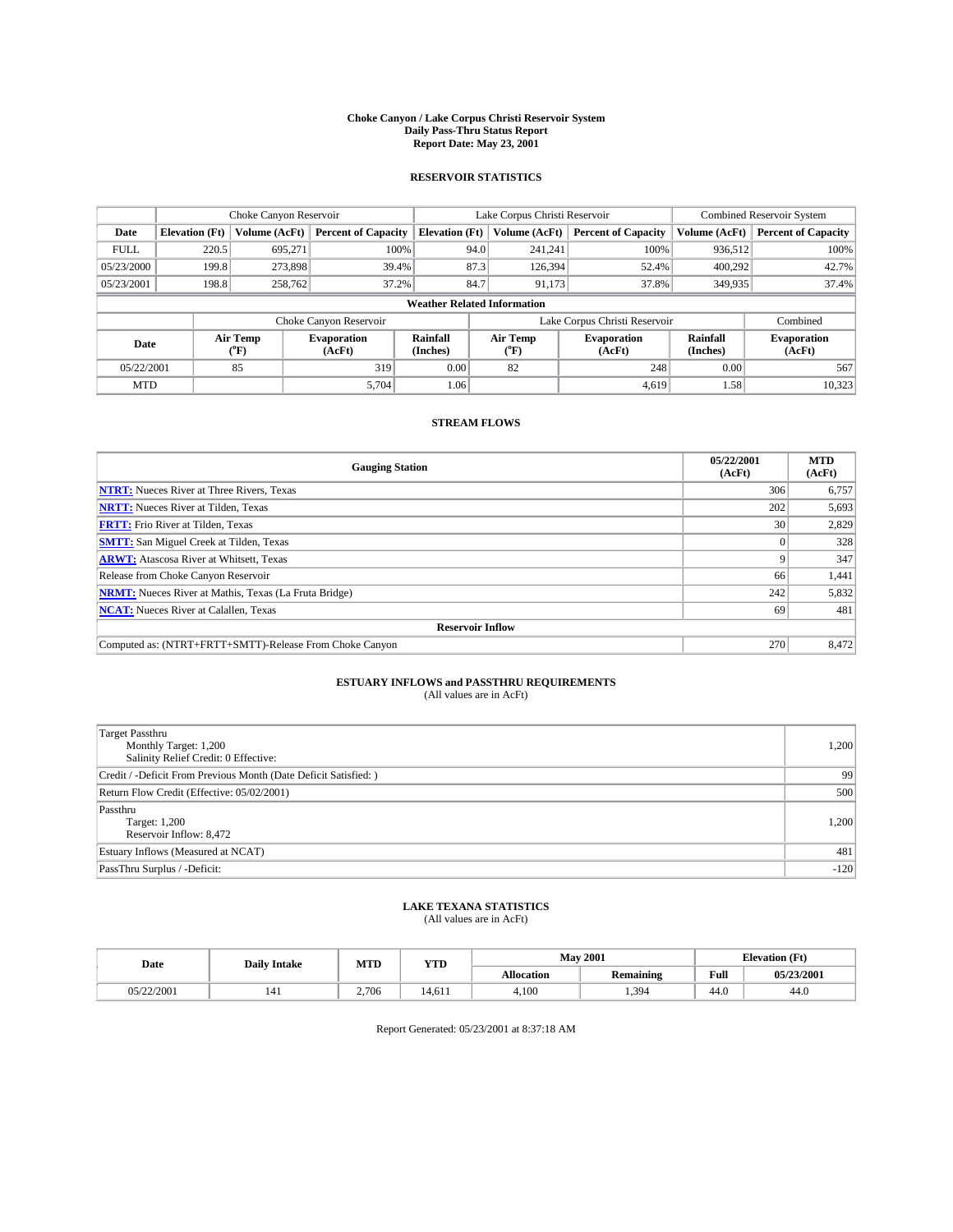# Choke Canyon / Lake Corpus Christi Reservoir System
## Daily Pass-Thru Status Report
## Report Date: May 23, 2001

### RESERVOIR STATISTICS

| | Choke Canyon Reservoir | | | Lake Corpus Christi Reservoir | | | Combined Reservoir System | |
|---|---|---|---|---|---|---|---|---|
| Date | Elevation (Ft) | Volume (AcFt) | Percent of Capacity | Elevation (Ft) | Volume (AcFt) | Percent of Capacity | Volume (AcFt) | Percent of Capacity |
| FULL | 220.5 | 695,271 | 100% | 94.0 | 241,241 | 100% | 936,512 | 100% |
| 05/23/2000 | 199.8 | 273,898 | 39.4% | 87.3 | 126,394 | 52.4% | 400,292 | 42.7% |
| 05/23/2001 | 198.8 | 258,762 | 37.2% | 84.7 | 91,173 | 37.8% | 349,935 | 37.4% |

**Weather Related Information**

| | Choke Canyon Reservoir | | | Lake Corpus Christi Reservoir | | | Combined |
|---|---|---|---|---|---|---|---|
| Date | Air Temp (°F) | Evaporation (AcFt) | Rainfall (Inches) | Air Temp (°F) | Evaporation (AcFt) | Rainfall (Inches) | Evaporation (AcFt) |
| 05/22/2001 | 85 | 319 | 0.00 | 82 | 248 | 0.00 | 567 |
| MTD | | 5,704 | 1.06 | | 4,619 | 1.58 | 10,323 |

### STREAM FLOWS

| Gauging Station | 05/22/2001 (AcFt) | MTD (AcFt) |
|---|---|---|
| **NTRT:** Nueces River at Three Rivers, Texas | 306 | 6,757 |
| **NRTT:** Nueces River at Tilden, Texas | 202 | 5,693 |
| **FRTT:** Frio River at Tilden, Texas | 30 | 2,829 |
| **SMTT:** San Miguel Creek at Tilden, Texas | 0 | 328 |
| **ARWT:** Atascosa River at Whitsett, Texas | 9 | 347 |
| Release from Choke Canyon Reservoir | 66 | 1,441 |
| **NRMT:** Nueces River at Mathis, Texas (La Fruta Bridge) | 242 | 5,832 |
| **NCAT:** Nueces River at Calallen, Texas | 69 | 481 |
| **Reservoir Inflow** | | |
| Computed as: (NTRT+FRTT+SMTT)-Release From Choke Canyon | 270 | 8,472 |

### ESTUARY INFLOWS and PASSTHRU REQUIREMENTS
(All values are in AcFt)

| | |
|---|---|
| Target Passthru<br>Monthly Target: 1,200<br>Salinity Relief Credit: 0 Effective: | 1,200 |
| Credit / -Deficit From Previous Month (Date Deficit Satisfied: ) | 99 |
| Return Flow Credit (Effective: 05/02/2001) | 500 |
| Passthru<br>Target: 1,200<br>Reservoir Inflow: 8,472 | 1,200 |
| Estuary Inflows (Measured at NCAT) | 481 |
| PassThru Surplus / -Deficit: | -120 |

### LAKE TEXANA STATISTICS
(All values are in AcFt)

| Date | Daily Intake | MTD | YTD | May 2001 | | Elevation (Ft) | |
|---|---|---|---|---|---|---|---|
| | | | | Allocation | Remaining | Full | 05/23/2001 |
| 05/22/2001 | 141 | 2,706 | 14,611 | 4,100 | 1,394 | 44.0 | 44.0 |

Report Generated: 05/23/2001 at 8:37:18 AM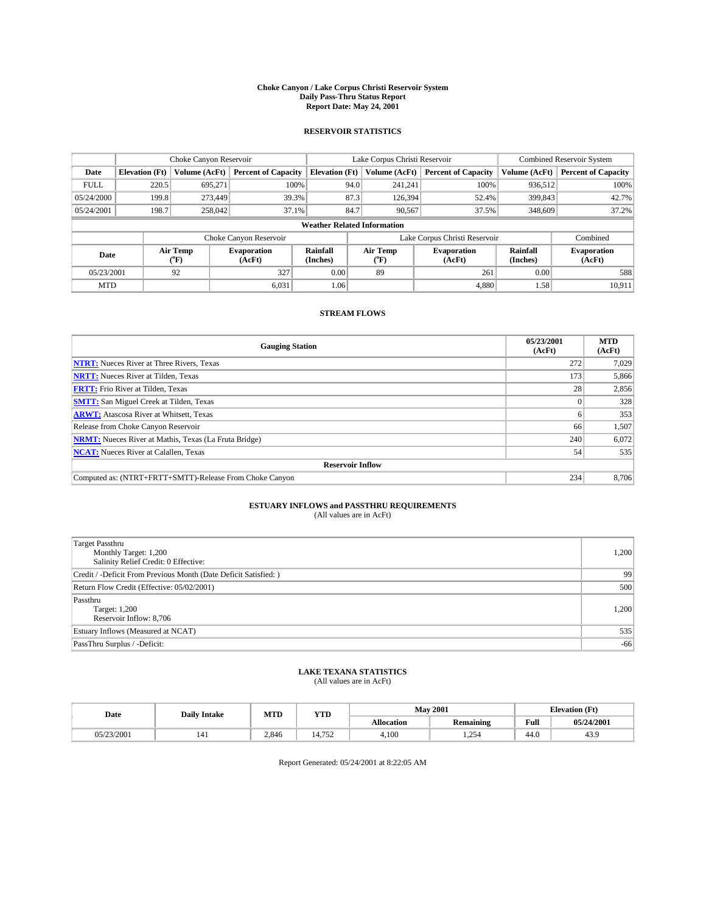# Choke Canyon / Lake Corpus Christi Reservoir System
## Daily Pass-Thru Status Report
### Report Date: May 24, 2001

## RESERVOIR STATISTICS

| | Choke Canyon Reservoir | | | Lake Corpus Christi Reservoir | | | Combined Reservoir System | |
|---|---|---|---|---|---|---|---|---|
| Date | Elevation (Ft) | Volume (AcFt) | Percent of Capacity | Elevation (Ft) | Volume (AcFt) | Percent of Capacity | Volume (AcFt) | Percent of Capacity |
| FULL | 220.5 | 695,271 | 100% | 94.0 | 241,241 | 100% | 936,512 | 100% |
| 05/24/2000 | 199.8 | 273,449 | 39.3% | 87.3 | 126,394 | 52.4% | 399,843 | 42.7% |
| 05/24/2001 | 198.7 | 258,042 | 37.1% | 84.7 | 90,567 | 37.5% | 348,609 | 37.2% |

**Weather Related Information**

| | Choke Canyon Reservoir | | | Lake Corpus Christi Reservoir | | | Combined |
|---|---|---|---|---|---|---|---|
| Date | Air Temp (°F) | Evaporation (AcFt) | Rainfall (Inches) | Air Temp (°F) | Evaporation (AcFt) | Rainfall (Inches) | Evaporation (AcFt) |
| 05/23/2001 | 92 | 327 | 0.00 | 89 | 261 | 0.00 | 588 |
| MTD | | 6,031 | 1.06 | | 4,880 | 1.58 | 10,911 |

## STREAM FLOWS

| Gauging Station | 05/23/2001 (AcFt) | MTD (AcFt) |
|---|---|---|
| NTRT: Nueces River at Three Rivers, Texas | 272 | 7,029 |
| NRTT: Nueces River at Tilden, Texas | 173 | 5,866 |
| FRTT: Frio River at Tilden, Texas | 28 | 2,856 |
| SMTT: San Miguel Creek at Tilden, Texas | 0 | 328 |
| ARWT: Atascosa River at Whitsett, Texas | 6 | 353 |
| Release from Choke Canyon Reservoir | 66 | 1,507 |
| NRMT: Nueces River at Mathis, Texas (La Fruta Bridge) | 240 | 6,072 |
| NCAT: Nueces River at Calallen, Texas | 54 | 535 |
| **Reservoir Inflow** | | |
| Computed as: (NTRT+FRTT+SMTT)-Release From Choke Canyon | 234 | 8,706 |

## ESTUARY INFLOWS and PASSTHRU REQUIREMENTS
(All values are in AcFt)

| | |
|---|---|
| Target Passthru<br>Monthly Target: 1,200<br>Salinity Relief Credit: 0 Effective: | 1,200 |
| Credit / -Deficit From Previous Month (Date Deficit Satisfied: ) | 99 |
| Return Flow Credit (Effective: 05/02/2001) | 500 |
| Passthru<br>Target: 1,200<br>Reservoir Inflow: 8,706 | 1,200 |
| Estuary Inflows (Measured at NCAT) | 535 |
| PassThru Surplus / -Deficit: | -66 |

## LAKE TEXANA STATISTICS
(All values are in AcFt)

| Date | Daily Intake | MTD | YTD | May 2001 | | Elevation (Ft) | |
|---|---|---|---|---|---|---|---|
| | | | | Allocation | Remaining | Full | 05/24/2001 |
| 05/23/2001 | 141 | 2,846 | 14,752 | 4,100 | 1,254 | 44.0 | 43.9 |

Report Generated: 05/24/2001 at 8:22:05 AM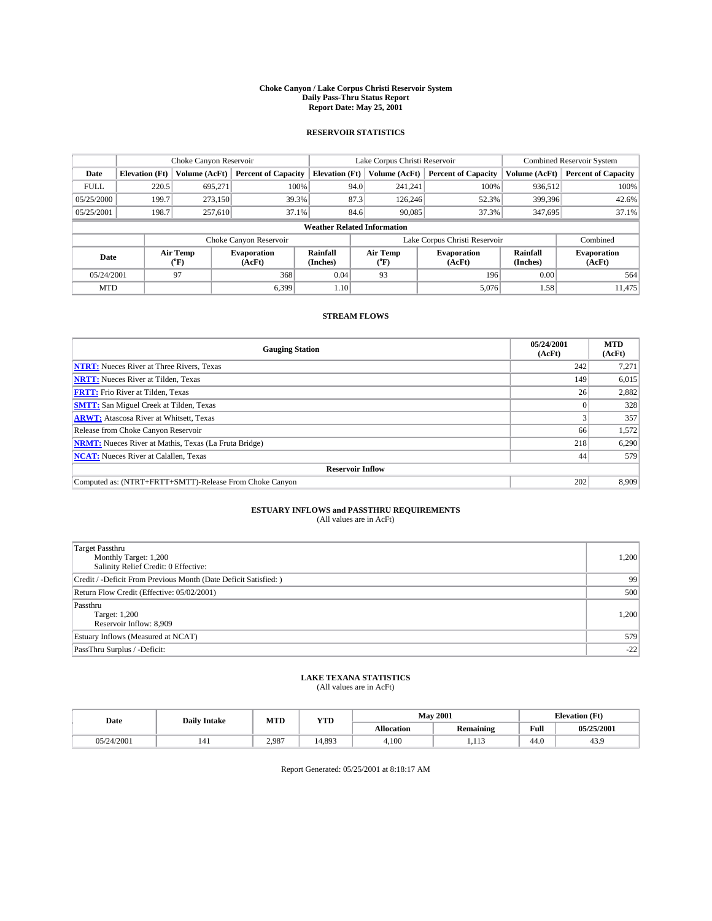# Choke Canyon / Lake Corpus Christi Reservoir System
## Daily Pass-Thru Status Report
### Report Date: May 25, 2001

## RESERVOIR STATISTICS

| | Choke Canyon Reservoir | | | Lake Corpus Christi Reservoir | | | Combined Reservoir System | |
|---|---|---|---|---|---|---|---|---|
| Date | Elevation (Ft) | Volume (AcFt) | Percent of Capacity | Elevation (Ft) | Volume (AcFt) | Percent of Capacity | Volume (AcFt) | Percent of Capacity |
| FULL | 220.5 | 695,271 | 100% | 94.0 | 241,241 | 100% | 936,512 | 100% |
| 05/25/2000 | 199.7 | 273,150 | 39.3% | 87.3 | 126,246 | 52.3% | 399,396 | 42.6% |
| 05/25/2001 | 198.7 | 257,610 | 37.1% | 84.6 | 90,085 | 37.3% | 347,695 | 37.1% |

**Weather Related Information**

| | Choke Canyon Reservoir | | | Lake Corpus Christi Reservoir | | | Combined |
|---|---|---|---|---|---|---|---|
| Date | Air Temp (°F) | Evaporation (AcFt) | Rainfall (Inches) | Air Temp (°F) | Evaporation (AcFt) | Rainfall (Inches) | Evaporation (AcFt) |
| 05/24/2001 | 97 | 368 | 0.04 | 93 | 196 | 0.00 | 564 |
| MTD | | 6,399 | 1.10 | | 5,076 | 1.58 | 11,475 |

## STREAM FLOWS

| Gauging Station | 05/24/2001 (AcFt) | MTD (AcFt) |
|---|---|---|
| NTRT: Nueces River at Three Rivers, Texas | 242 | 7,271 |
| NRTT: Nueces River at Tilden, Texas | 149 | 6,015 |
| FRTT: Frio River at Tilden, Texas | 26 | 2,882 |
| SMTT: San Miguel Creek at Tilden, Texas | 0 | 328 |
| ARWT: Atascosa River at Whitsett, Texas | 3 | 357 |
| Release from Choke Canyon Reservoir | 66 | 1,572 |
| NRMT: Nueces River at Mathis, Texas (La Fruta Bridge) | 218 | 6,290 |
| NCAT: Nueces River at Calallen, Texas | 44 | 579 |
| **Reservoir Inflow** | | |
| Computed as: (NTRT+FRTT+SMTT)-Release From Choke Canyon | 202 | 8,909 |

## ESTUARY INFLOWS and PASSTHRU REQUIREMENTS
(All values are in AcFt)

| | |
|---|---|
| Target Passthru<br>Monthly Target: 1,200<br>Salinity Relief Credit: 0 Effective: | 1,200 |
| Credit / -Deficit From Previous Month (Date Deficit Satisfied: ) | 99 |
| Return Flow Credit (Effective: 05/02/2001) | 500 |
| Passthru<br>Target: 1,200<br>Reservoir Inflow: 8,909 | 1,200 |
| Estuary Inflows (Measured at NCAT) | 579 |
| PassThru Surplus / -Deficit: | -22 |

## LAKE TEXANA STATISTICS
(All values are in AcFt)

| Date | Daily Intake | MTD | YTD | May 2001 | | Elevation (Ft) | |
|---|---|---|---|---|---|---|---|
| | | | | Allocation | Remaining | Full | 05/25/2001 |
| 05/24/2001 | 141 | 2,987 | 14,893 | 4,100 | 1,113 | 44.0 | 43.9 |

Report Generated: 05/25/2001 at 8:18:17 AM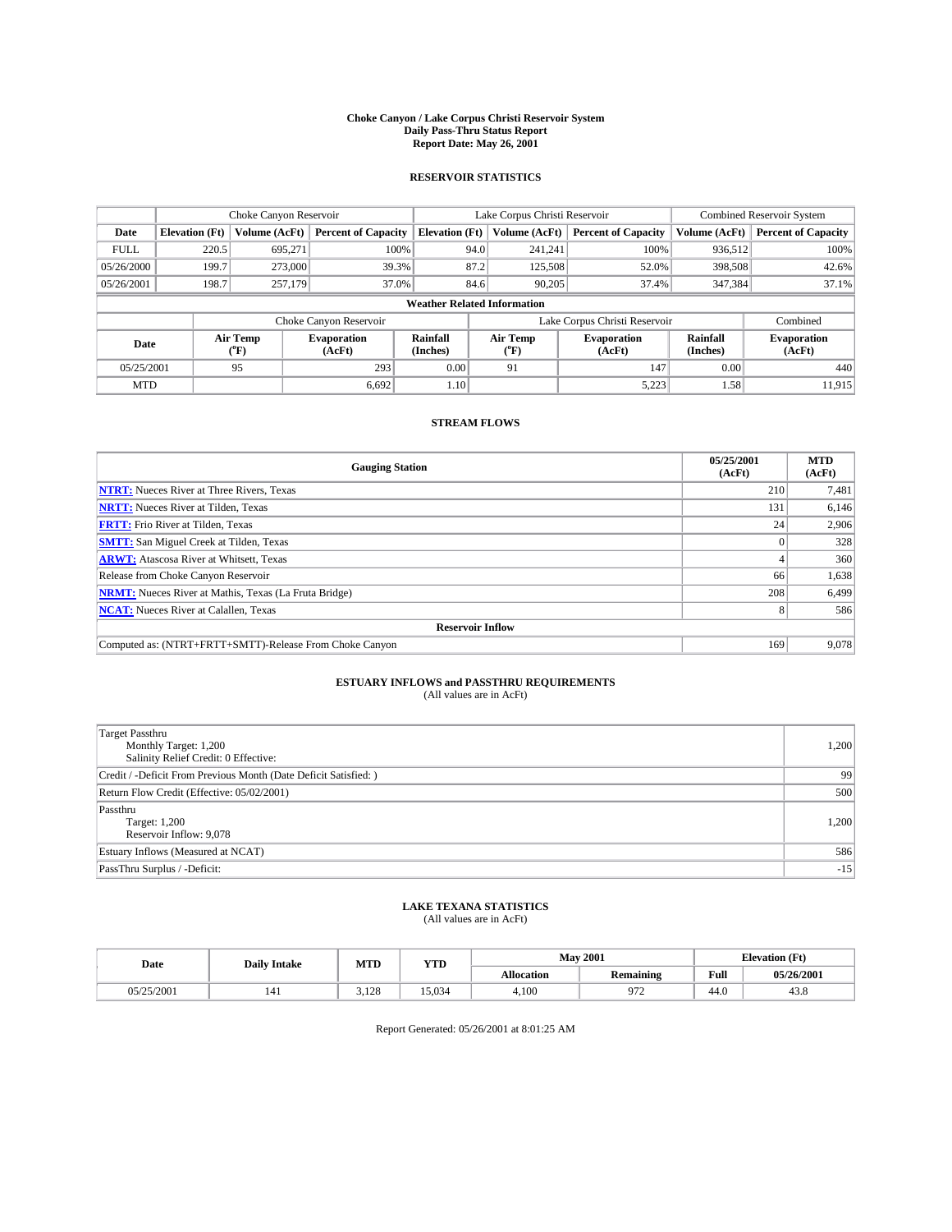# Choke Canyon / Lake Corpus Christi Reservoir System
## Daily Pass-Thru Status Report
## Report Date: May 26, 2001

### RESERVOIR STATISTICS

| | Choke Canyon Reservoir | | | Lake Corpus Christi Reservoir | | | Combined Reservoir System | |
|---|---|---|---|---|---|---|---|---|
| Date | Elevation (Ft) | Volume (AcFt) | Percent of Capacity | Elevation (Ft) | Volume (AcFt) | Percent of Capacity | Volume (AcFt) | Percent of Capacity |
| FULL | 220.5 | 695,271 | 100% | 94.0 | 241,241 | 100% | 936,512 | 100% |
| 05/26/2000 | 199.7 | 273,000 | 39.3% | 87.2 | 125,508 | 52.0% | 398,508 | 42.6% |
| 05/26/2001 | 198.7 | 257,179 | 37.0% | 84.6 | 90,205 | 37.4% | 347,384 | 37.1% |

**Weather Related Information**

| | Choke Canyon Reservoir | | | Lake Corpus Christi Reservoir | | | Combined |
|---|---|---|---|---|---|---|---|
| Date | Air Temp (°F) | Evaporation (AcFt) | Rainfall (Inches) | Air Temp (°F) | Evaporation (AcFt) | Rainfall (Inches) | Evaporation (AcFt) |
| 05/25/2001 | 95 | 293 | 0.00 | 91 | 147 | 0.00 | 440 |
| MTD | | 6,692 | 1.10 | | 5,223 | 1.58 | 11,915 |

### STREAM FLOWS

| Gauging Station | 05/25/2001 (AcFt) | MTD (AcFt) |
|---|---|---|
| NTRT: Nueces River at Three Rivers, Texas | 210 | 7,481 |
| NRTT: Nueces River at Tilden, Texas | 131 | 6,146 |
| FRTT: Frio River at Tilden, Texas | 24 | 2,906 |
| SMTT: San Miguel Creek at Tilden, Texas | 0 | 328 |
| ARWT: Atascosa River at Whitsett, Texas | 4 | 360 |
| Release from Choke Canyon Reservoir | 66 | 1,638 |
| NRMT: Nueces River at Mathis, Texas (La Fruta Bridge) | 208 | 6,499 |
| NCAT: Nueces River at Calallen, Texas | 8 | 586 |
| **Reservoir Inflow** | | |
| Computed as: (NTRT+FRTT+SMTT)-Release From Choke Canyon | 169 | 9,078 |

### ESTUARY INFLOWS and PASSTHRU REQUIREMENTS
(All values are in AcFt)

| | |
|---|---|
| Target Passthru<br>Monthly Target: 1,200<br>Salinity Relief Credit: 0 Effective: | 1,200 |
| Credit / -Deficit From Previous Month (Date Deficit Satisfied: ) | 99 |
| Return Flow Credit (Effective: 05/02/2001) | 500 |
| Passthru<br>Target: 1,200<br>Reservoir Inflow: 9,078 | 1,200 |
| Estuary Inflows (Measured at NCAT) | 586 |
| PassThru Surplus / -Deficit: | -15 |

### LAKE TEXANA STATISTICS
(All values are in AcFt)

| Date | Daily Intake | MTD | YTD | May 2001 | | Elevation (Ft) | |
|---|---|---|---|---|---|---|---|
| | | | | Allocation | Remaining | Full | 05/26/2001 |
| 05/25/2001 | 141 | 3,128 | 15,034 | 4,100 | 972 | 44.0 | 43.8 |

Report Generated: 05/26/2001 at 8:01:25 AM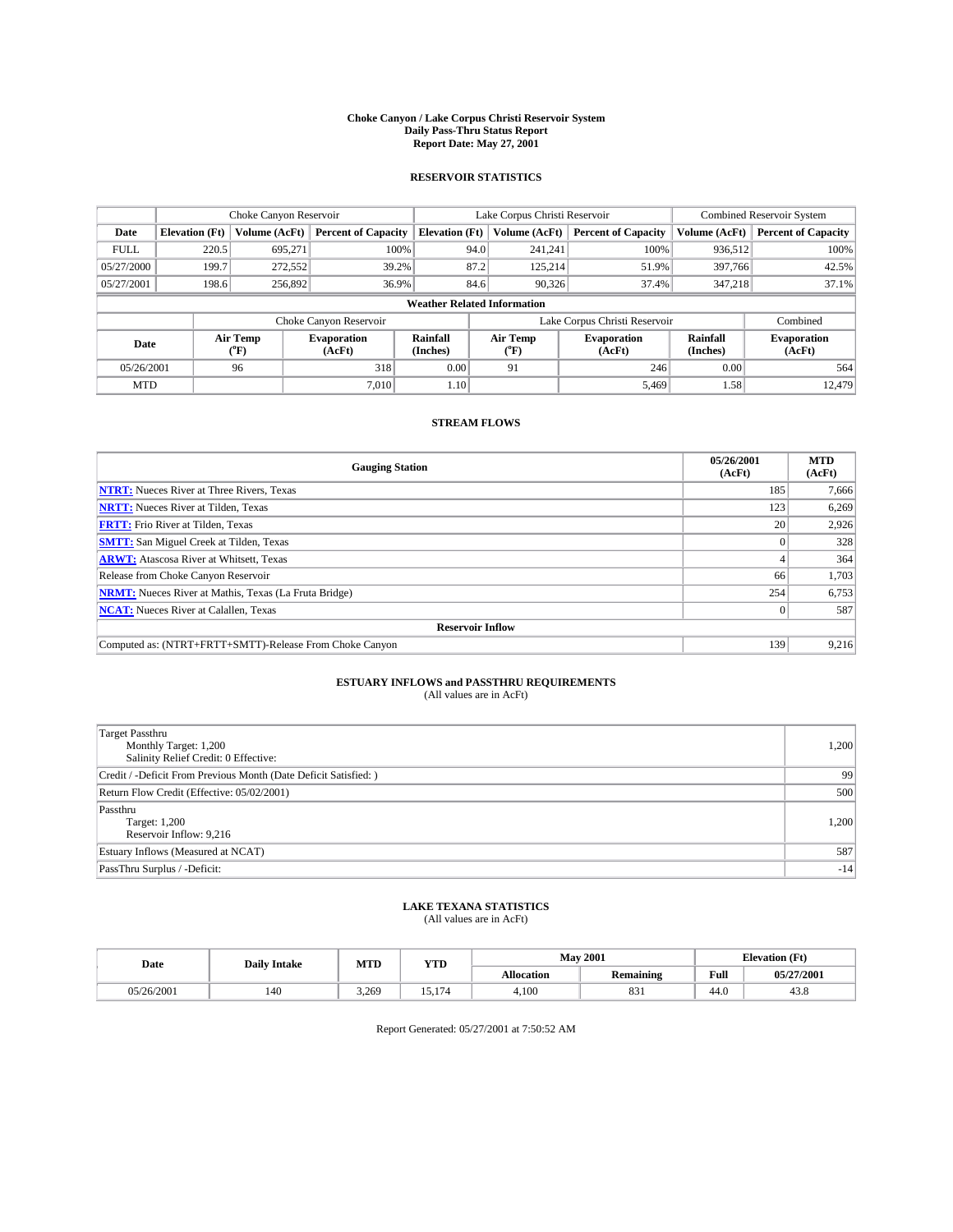# Choke Canyon / Lake Corpus Christi Reservoir System
## Daily Pass-Thru Status Report
### Report Date: May 27, 2001

## RESERVOIR STATISTICS

| | Choke Canyon Reservoir | | | Lake Corpus Christi Reservoir | | | Combined Reservoir System | |
|---|---|---|---|---|---|---|---|---|
| Date | Elevation (Ft) | Volume (AcFt) | Percent of Capacity | Elevation (Ft) | Volume (AcFt) | Percent of Capacity | Volume (AcFt) | Percent of Capacity |
| FULL | 220.5 | 695,271 | 100% | 94.0 | 241,241 | 100% | 936,512 | 100% |
| 05/27/2000 | 199.7 | 272,552 | 39.2% | 87.2 | 125,214 | 51.9% | 397,766 | 42.5% |
| 05/27/2001 | 198.6 | 256,892 | 36.9% | 84.6 | 90,326 | 37.4% | 347,218 | 37.1% |

**Weather Related Information**

| | Choke Canyon Reservoir | | | Lake Corpus Christi Reservoir | | | Combined |
|---|---|---|---|---|---|---|---|
| Date | Air Temp (°F) | Evaporation (AcFt) | Rainfall (Inches) | Air Temp (°F) | Evaporation (AcFt) | Rainfall (Inches) | Evaporation (AcFt) |
| 05/26/2001 | 96 | 318 | 0.00 | 91 | 246 | 0.00 | 564 |
| MTD | | 7,010 | 1.10 | | 5,469 | 1.58 | 12,479 |

## STREAM FLOWS

| Gauging Station | 05/26/2001 (AcFt) | MTD (AcFt) |
|---|---|---|
| **NTRT:** Nueces River at Three Rivers, Texas | 185 | 7,666 |
| **NRTT:** Nueces River at Tilden, Texas | 123 | 6,269 |
| **FRTT:** Frio River at Tilden, Texas | 20 | 2,926 |
| **SMTT:** San Miguel Creek at Tilden, Texas | 0 | 328 |
| **ARWT:** Atascosa River at Whitsett, Texas | 4 | 364 |
| Release from Choke Canyon Reservoir | 66 | 1,703 |
| **NRMT:** Nueces River at Mathis, Texas (La Fruta Bridge) | 254 | 6,753 |
| **NCAT:** Nueces River at Calallen, Texas | 0 | 587 |
| **Reservoir Inflow** | | |
| Computed as: (NTRT+FRTT+SMTT)-Release From Choke Canyon | 139 | 9,216 |

## ESTUARY INFLOWS and PASSTHRU REQUIREMENTS
(All values are in AcFt)

| | |
|---|---|
| Target Passthru<br>Monthly Target: 1,200<br>Salinity Relief Credit: 0 Effective: | 1,200 |
| Credit / -Deficit From Previous Month (Date Deficit Satisfied: ) | 99 |
| Return Flow Credit (Effective: 05/02/2001) | 500 |
| Passthru<br>Target: 1,200<br>Reservoir Inflow: 9,216 | 1,200 |
| Estuary Inflows (Measured at NCAT) | 587 |
| PassThru Surplus / -Deficit: | -14 |

## LAKE TEXANA STATISTICS
(All values are in AcFt)

| Date | Daily Intake | MTD | YTD | May 2001 | | Elevation (Ft) | |
|---|---|---|---|---|---|---|---|
| | | | | Allocation | Remaining | Full | 05/27/2001 |
| 05/26/2001 | 140 | 3,269 | 15,174 | 4,100 | 831 | 44.0 | 43.8 |

Report Generated: 05/27/2001 at 7:50:52 AM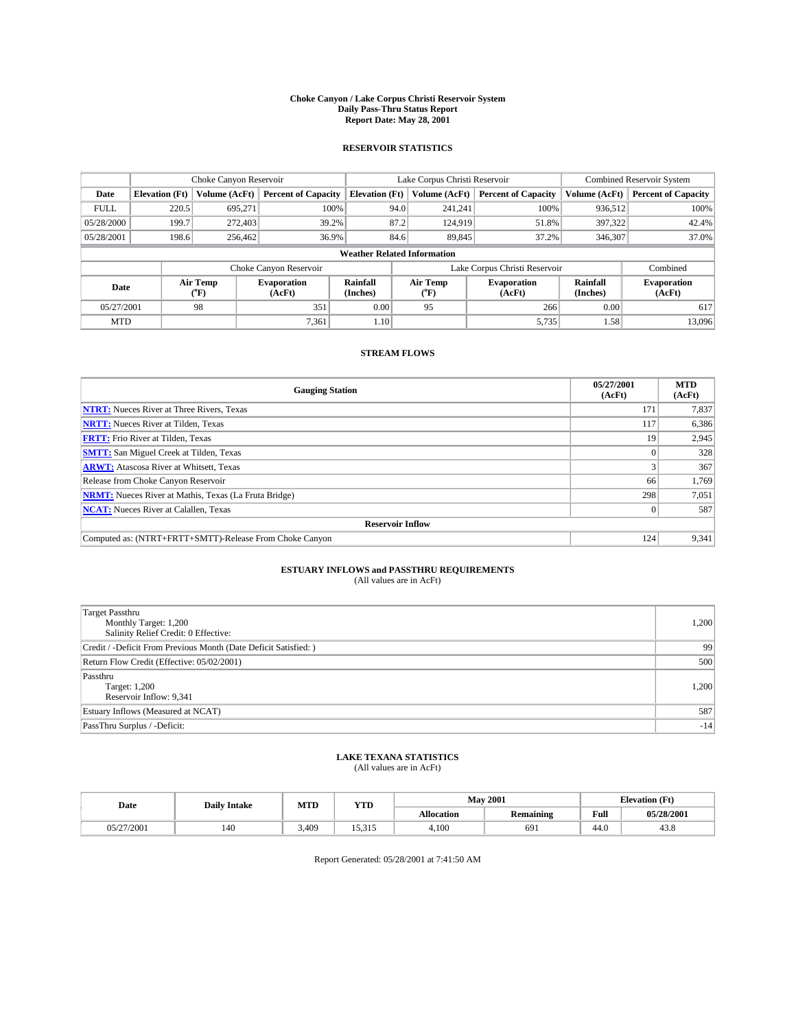# Choke Canyon / Lake Corpus Christi Reservoir System
## Daily Pass-Thru Status Report
### Report Date: May 28, 2001

## RESERVOIR STATISTICS

| | Choke Canyon Reservoir | | | Lake Corpus Christi Reservoir | | | Combined Reservoir System | |
|---|---|---|---|---|---|---|---|---|
| Date | Elevation (Ft) | Volume (AcFt) | Percent of Capacity | Elevation (Ft) | Volume (AcFt) | Percent of Capacity | Volume (AcFt) | Percent of Capacity |
| FULL | 220.5 | 695,271 | 100% | 94.0 | 241,241 | 100% | 936,512 | 100% |
| 05/28/2000 | 199.7 | 272,403 | 39.2% | 87.2 | 124,919 | 51.8% | 397,322 | 42.4% |
| 05/28/2001 | 198.6 | 256,462 | 36.9% | 84.6 | 89,845 | 37.2% | 346,307 | 37.0% |

**Weather Related Information**

| | Choke Canyon Reservoir | | | Lake Corpus Christi Reservoir | | | Combined |
|---|---|---|---|---|---|---|---|
| Date | Air Temp (°F) | Evaporation (AcFt) | Rainfall (Inches) | Air Temp (°F) | Evaporation (AcFt) | Rainfall (Inches) | Evaporation (AcFt) |
| 05/27/2001 | 98 | 351 | 0.00 | 95 | 266 | 0.00 | 617 |
| MTD | | 7,361 | 1.10 | | 5,735 | 1.58 | 13,096 |

## STREAM FLOWS

| Gauging Station | 05/27/2001 (AcFt) | MTD (AcFt) |
|---|---|---|
| NTRT: Nueces River at Three Rivers, Texas | 171 | 7,837 |
| NRTT: Nueces River at Tilden, Texas | 117 | 6,386 |
| FRTT: Frio River at Tilden, Texas | 19 | 2,945 |
| SMTT: San Miguel Creek at Tilden, Texas | 0 | 328 |
| ARWT: Atascosa River at Whitsett, Texas | 3 | 367 |
| Release from Choke Canyon Reservoir | 66 | 1,769 |
| NRMT: Nueces River at Mathis, Texas (La Fruta Bridge) | 298 | 7,051 |
| NCAT: Nueces River at Calallen, Texas | 0 | 587 |
| **Reservoir Inflow** | | |
| Computed as: (NTRT+FRTT+SMTT)-Release From Choke Canyon | 124 | 9,341 |

## ESTUARY INFLOWS and PASSTHRU REQUIREMENTS
(All values are in AcFt)

| | |
|---|---|
| Target Passthru<br>Monthly Target: 1,200<br>Salinity Relief Credit: 0 Effective: | 1,200 |
| Credit / -Deficit From Previous Month (Date Deficit Satisfied: ) | 99 |
| Return Flow Credit (Effective: 05/02/2001) | 500 |
| Passthru<br>Target: 1,200<br>Reservoir Inflow: 9,341 | 1,200 |
| Estuary Inflows (Measured at NCAT) | 587 |
| PassThru Surplus / -Deficit: | -14 |

## LAKE TEXANA STATISTICS
(All values are in AcFt)

| Date | Daily Intake | MTD | YTD | May 2001 | | Elevation (Ft) | |
|---|---|---|---|---|---|---|---|
| | | | | Allocation | Remaining | Full | 05/28/2001 |
| 05/27/2001 | 140 | 3,409 | 15,315 | 4,100 | 691 | 44.0 | 43.8 |

Report Generated: 05/28/2001 at 7:41:50 AM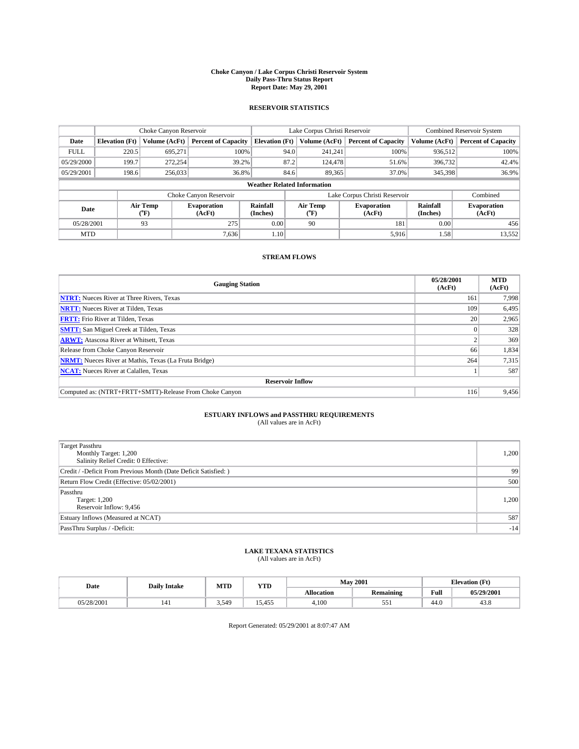# Choke Canyon / Lake Corpus Christi Reservoir System
## Daily Pass-Thru Status Report
### Report Date: May 29, 2001

## RESERVOIR STATISTICS

| | Choke Canyon Reservoir | | | Lake Corpus Christi Reservoir | | | Combined Reservoir System | |
|---|---|---|---|---|---|---|---|---|
| Date | Elevation (Ft) | Volume (AcFt) | Percent of Capacity | Elevation (Ft) | Volume (AcFt) | Percent of Capacity | Volume (AcFt) | Percent of Capacity |
| FULL | 220.5 | 695,271 | 100% | 94.0 | 241,241 | 100% | 936,512 | 100% |
| 05/29/2000 | 199.7 | 272,254 | 39.2% | 87.2 | 124,478 | 51.6% | 396,732 | 42.4% |
| 05/29/2001 | 198.6 | 256,033 | 36.8% | 84.6 | 89,365 | 37.0% | 345,398 | 36.9% |

**Weather Related Information**

| | Choke Canyon Reservoir | | | Lake Corpus Christi Reservoir | | | Combined |
|---|---|---|---|---|---|---|---|
| Date | Air Temp (°F) | Evaporation (AcFt) | Rainfall (Inches) | Air Temp (°F) | Evaporation (AcFt) | Rainfall (Inches) | Evaporation (AcFt) |
| 05/28/2001 | 93 | 275 | 0.00 | 90 | 181 | 0.00 | 456 |
| MTD | | 7,636 | 1.10 | | 5,916 | 1.58 | 13,552 |

## STREAM FLOWS

| Gauging Station | 05/28/2001 (AcFt) | MTD (AcFt) |
|---|---|---|
| **NTRT:** Nueces River at Three Rivers, Texas | 161 | 7,998 |
| **NRTT:** Nueces River at Tilden, Texas | 109 | 6,495 |
| **FRTT:** Frio River at Tilden, Texas | 20 | 2,965 |
| **SMTT:** San Miguel Creek at Tilden, Texas | 0 | 328 |
| **ARWT:** Atascosa River at Whitsett, Texas | 2 | 369 |
| Release from Choke Canyon Reservoir | 66 | 1,834 |
| **NRMT:** Nueces River at Mathis, Texas (La Fruta Bridge) | 264 | 7,315 |
| **NCAT:** Nueces River at Calallen, Texas | 1 | 587 |
| **Reservoir Inflow** | | |
| Computed as: (NTRT+FRTT+SMTT)-Release From Choke Canyon | 116 | 9,456 |

## ESTUARY INFLOWS and PASSTHRU REQUIREMENTS
(All values are in AcFt)

| | |
|---|---|
| Target Passthru<br>Monthly Target: 1,200<br>Salinity Relief Credit: 0 Effective: | 1,200 |
| Credit / -Deficit From Previous Month (Date Deficit Satisfied: ) | 99 |
| Return Flow Credit (Effective: 05/02/2001) | 500 |
| Passthru<br>Target: 1,200<br>Reservoir Inflow: 9,456 | 1,200 |
| Estuary Inflows (Measured at NCAT) | 587 |
| PassThru Surplus / -Deficit: | -14 |

## LAKE TEXANA STATISTICS
(All values are in AcFt)

| Date | Daily Intake | MTD | YTD | May 2001 | | Elevation (Ft) | |
|---|---|---|---|---|---|---|---|
| | | | | Allocation | Remaining | Full | 05/29/2001 |
| 05/28/2001 | 141 | 3,549 | 15,455 | 4,100 | 551 | 44.0 | 43.8 |

Report Generated: 05/29/2001 at 8:07:47 AM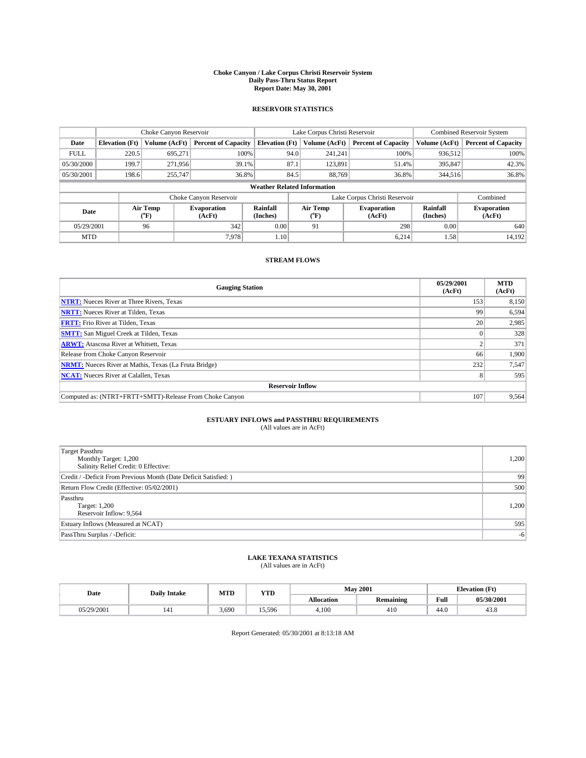# Choke Canyon / Lake Corpus Christi Reservoir System
## Daily Pass-Thru Status Report
### Report Date: May 30, 2001

## RESERVOIR STATISTICS

| | Choke Canyon Reservoir | | | Lake Corpus Christi Reservoir | | | Combined Reservoir System | |
|---|---|---|---|---|---|---|---|---|
| Date | Elevation (Ft) | Volume (AcFt) | Percent of Capacity | Elevation (Ft) | Volume (AcFt) | Percent of Capacity | Volume (AcFt) | Percent of Capacity |
| FULL | 220.5 | 695,271 | 100% | 94.0 | 241,241 | 100% | 936,512 | 100% |
| 05/30/2000 | 199.7 | 271,956 | 39.1% | 87.1 | 123,891 | 51.4% | 395,847 | 42.3% |
| 05/30/2001 | 198.6 | 255,747 | 36.8% | 84.5 | 88,769 | 36.8% | 344,516 | 36.8% |

**Weather Related Information**

| | Choke Canyon Reservoir | | | Lake Corpus Christi Reservoir | | | Combined |
|---|---|---|---|---|---|---|---|
| Date | Air Temp (°F) | Evaporation (AcFt) | Rainfall (Inches) | Air Temp (°F) | Evaporation (AcFt) | Rainfall (Inches) | Evaporation (AcFt) |
| 05/29/2001 | 96 | 342 | 0.00 | 91 | 298 | 0.00 | 640 |
| MTD | | 7,978 | 1.10 | | 6,214 | 1.58 | 14,192 |

## STREAM FLOWS

| Gauging Station | 05/29/2001 (AcFt) | MTD (AcFt) |
|---|---|---|
| **NTRT:** Nueces River at Three Rivers, Texas | 153 | 8,150 |
| **NRTT:** Nueces River at Tilden, Texas | 99 | 6,594 |
| **FRTT:** Frio River at Tilden, Texas | 20 | 2,985 |
| **SMTT:** San Miguel Creek at Tilden, Texas | 0 | 328 |
| **ARWT:** Atascosa River at Whitsett, Texas | 2 | 371 |
| Release from Choke Canyon Reservoir | 66 | 1,900 |
| **NRMT:** Nueces River at Mathis, Texas (La Fruta Bridge) | 232 | 7,547 |
| **NCAT:** Nueces River at Calallen, Texas | 8 | 595 |
| **Reservoir Inflow** | | |
| Computed as: (NTRT+FRTT+SMTT)-Release From Choke Canyon | 107 | 9,564 |

## ESTUARY INFLOWS and PASSTHRU REQUIREMENTS
(All values are in AcFt)

| | |
|---|---|
| Target Passthru<br>Monthly Target: 1,200<br>Salinity Relief Credit: 0 Effective: | 1,200 |
| Credit / -Deficit From Previous Month (Date Deficit Satisfied: ) | 99 |
| Return Flow Credit (Effective: 05/02/2001) | 500 |
| Passthru<br>Target: 1,200<br>Reservoir Inflow: 9,564 | 1,200 |
| Estuary Inflows (Measured at NCAT) | 595 |
| PassThru Surplus / -Deficit: | -6 |

## LAKE TEXANA STATISTICS
(All values are in AcFt)

| Date | Daily Intake | MTD | YTD | May 2001 | | Elevation (Ft) | |
|---|---|---|---|---|---|---|---|
| | | | | Allocation | Remaining | Full | 05/30/2001 |
| 05/29/2001 | 141 | 3,690 | 15,596 | 4,100 | 410 | 44.0 | 43.8 |

Report Generated: 05/30/2001 at 8:13:18 AM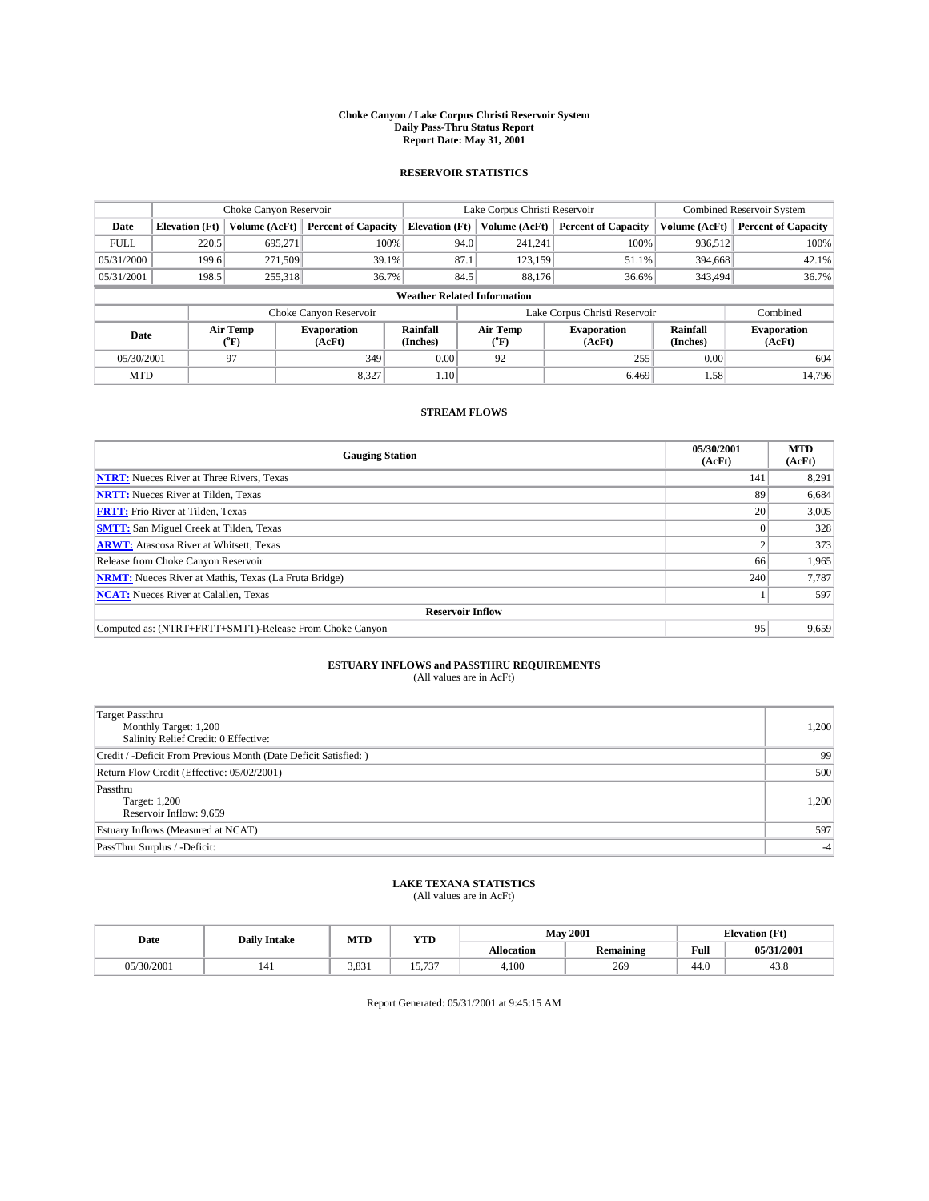**Choke Canyon / Lake Corpus Christi Reservoir System**
**Daily Pass-Thru Status Report**
**Report Date: May 31, 2001**

## RESERVOIR STATISTICS

| | Choke Canyon Reservoir | | | Lake Corpus Christi Reservoir | | | Combined Reservoir System | |
|---|---|---|---|---|---|---|---|---|
| **Date** | **Elevation (Ft)** | **Volume (AcFt)** | **Percent of Capacity** | **Elevation (Ft)** | **Volume (AcFt)** | **Percent of Capacity** | **Volume (AcFt)** | **Percent of Capacity** |
| FULL | 220.5 | 695,271 | 100% | 94.0 | 241,241 | 100% | 936,512 | 100% |
| 05/31/2000 | 199.6 | 271,509 | 39.1% | 87.1 | 123,159 | 51.1% | 394,668 | 42.1% |
| 05/31/2001 | 198.5 | 255,318 | 36.7% | 84.5 | 88,176 | 36.6% | 343,494 | 36.7% |

**Weather Related Information**

| | Choke Canyon Reservoir | | | Lake Corpus Christi Reservoir | | | Combined |
|---|---|---|---|---|---|---|---|
| **Date** | **Air Temp (°F)** | **Evaporation (AcFt)** | **Rainfall (Inches)** | **Air Temp (°F)** | **Evaporation (AcFt)** | **Rainfall (Inches)** | **Evaporation (AcFt)** |
| 05/30/2001 | 97 | 349 | 0.00 | 92 | 255 | 0.00 | 604 |
| MTD | | 8,327 | 1.10 | | 6,469 | 1.58 | 14,796 |

## STREAM FLOWS

| Gauging Station | 05/30/2001 (AcFt) | MTD (AcFt) |
|---|---|---|
| **NTRT:** Nueces River at Three Rivers, Texas | 141 | 8,291 |
| **NRTT:** Nueces River at Tilden, Texas | 89 | 6,684 |
| **FRTT:** Frio River at Tilden, Texas | 20 | 3,005 |
| **SMTT:** San Miguel Creek at Tilden, Texas | 0 | 328 |
| **ARWT:** Atascosa River at Whitsett, Texas | 2 | 373 |
| Release from Choke Canyon Reservoir | 66 | 1,965 |
| **NRMT:** Nueces River at Mathis, Texas (La Fruta Bridge) | 240 | 7,787 |
| **NCAT:** Nueces River at Calallen, Texas | 1 | 597 |
| **Reservoir Inflow** | | |
| Computed as: (NTRT+FRTT+SMTT)-Release From Choke Canyon | 95 | 9,659 |

## ESTUARY INFLOWS and PASSTHRU REQUIREMENTS
(All values are in AcFt)

| | |
|---|---|
| Target Passthru<br>Monthly Target: 1,200<br>Salinity Relief Credit: 0 Effective: | 1,200 |
| Credit / -Deficit From Previous Month (Date Deficit Satisfied: ) | 99 |
| Return Flow Credit (Effective: 05/02/2001) | 500 |
| Passthru<br>Target: 1,200<br>Reservoir Inflow: 9,659 | 1,200 |
| Estuary Inflows (Measured at NCAT) | 597 |
| PassThru Surplus / -Deficit: | -4 |

## LAKE TEXANA STATISTICS
(All values are in AcFt)

| Date | Daily Intake | MTD | YTD | May 2001 | | Elevation (Ft) | |
|---|---|---|---|---|---|---|---|
| | | | | **Allocation** | **Remaining** | **Full** | **05/31/2001** |
| 05/30/2001 | 141 | 3,831 | 15,737 | 4,100 | 269 | 44.0 | 43.8 |

Report Generated: 05/31/2001 at 9:45:15 AM